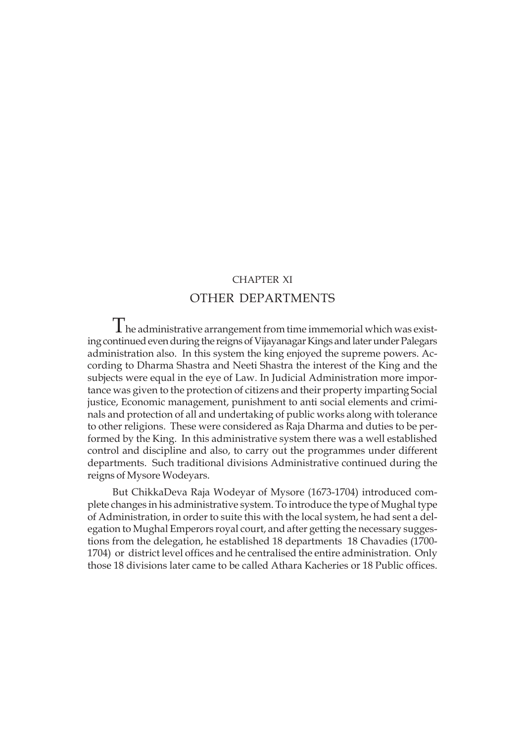# CHAPTER XI

## OTHER DEPARTMENTS

The administrative arrangement from time immemorial which was existing continued even during the reigns of Vijayanagar Kings and later under Palegars administration also. In this system the king enjoyed the supreme powers. According to Dharma Shastra and Neeti Shastra the interest of the King and the subjects were equal in the eye of Law. In Judicial Administration more importance was given to the protection of citizens and their property imparting Social justice, Economic management, punishment to anti social elements and criminals and protection of all and undertaking of public works along with tolerance to other religions. These were considered as Raja Dharma and duties to be performed by the King. In this administrative system there was a well established control and discipline and also, to carry out the programmes under different departments. Such traditional divisions Administrative continued during the reigns of Mysore Wodeyars.

But ChikkaDeva Raja Wodeyar of Mysore (1673-1704) introduced complete changes in his administrative system. To introduce the type of Mughal type of Administration, in order to suite this with the local system, he had sent a delegation to Mughal Emperors royal court, and after getting the necessary suggestions from the delegation, he established 18 departments 18 Chavadies (1700-1704) or district level offices and he centralised the entire administration. Only those 18 divisions later came to be called Athara Kacheries or 18 Public offices.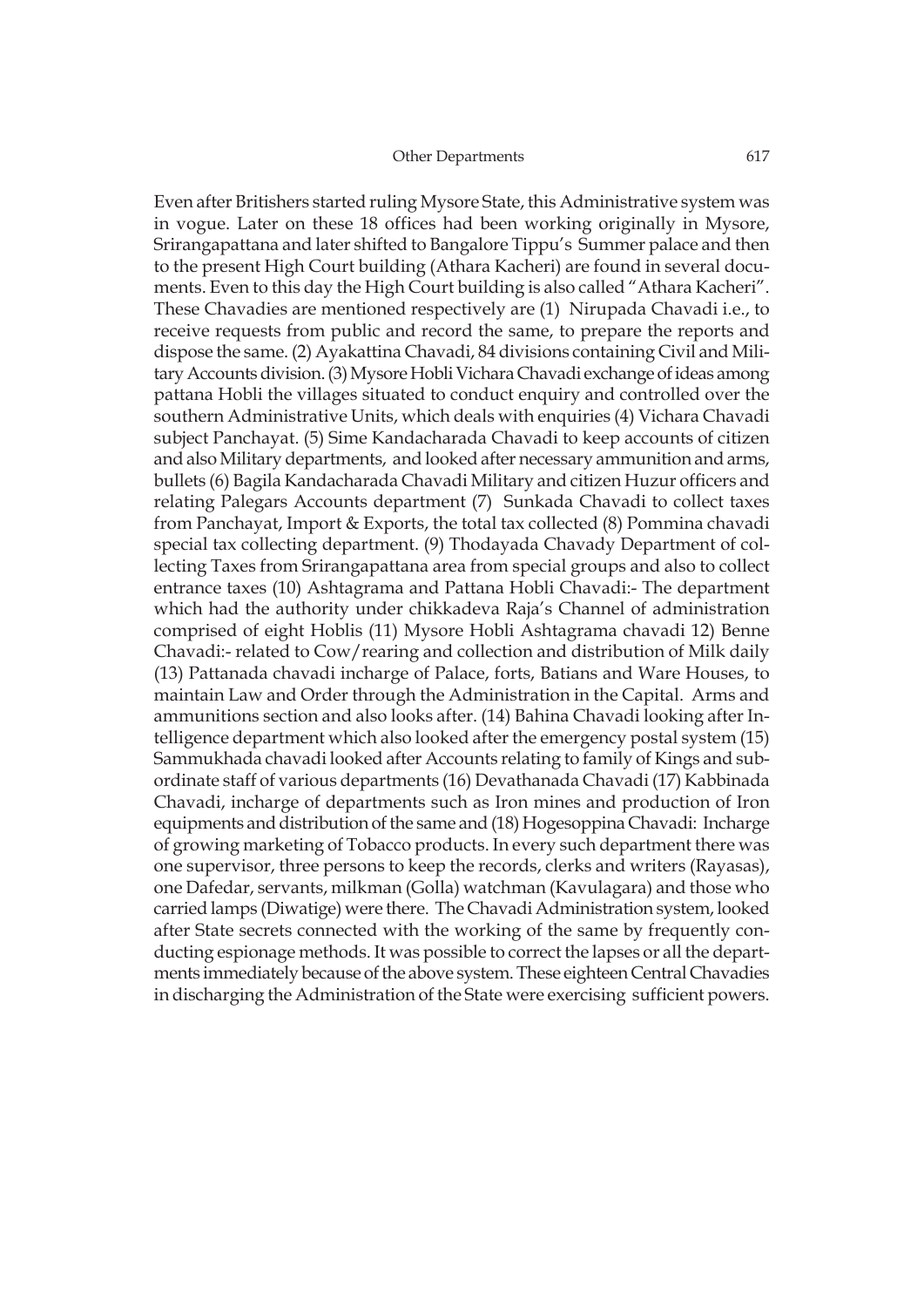Even after Britishers started ruling Mysore State, this Administrative system was in vogue. Later on these 18 offices had been working originally in Mysore, Srirangapattana and later shifted to Bangalore Tippu's Summer palace and then to the present High Court building (Athara Kacheri) are found in several documents. Even to this day the High Court building is also called "Athara Kacheri". These Chavadies are mentioned respectively are (1) Nirupada Chavadi i.e., to receive requests from public and record the same, to prepare the reports and dispose the same. (2) Ayakattina Chavadi, 84 divisions containing Civil and Military Accounts division. (3) Mysore Hobli Vichara Chavadi exchange of ideas among pattana Hobli the villages situated to conduct enquiry and controlled over the southern Administrative Units, which deals with enquiries (4) Vichara Chavadi subject Panchayat. (5) Sime Kandacharada Chavadi to keep accounts of citizen and also Military departments, and looked after necessary ammunition and arms, bullets (6) Bagila Kandacharada Chavadi Military and citizen Huzur officers and relating Palegars Accounts department (7) Sunkada Chavadi to collect taxes from Panchayat, Import & Exports, the total tax collected (8) Pommina chavadi special tax collecting department. (9) Thodayada Chavady Department of collecting Taxes from Srirangapattana area from special groups and also to collect entrance taxes (10) Ashtagrama and Pattana Hobli Chavadi:- The department which had the authority under chikkadeva Raja's Channel of administration comprised of eight Hoblis (11) Mysore Hobli Ashtagrama chavadi 12) Benne Chavadi:- related to Cow/rearing and collection and distribution of Milk daily (13) Pattanada chavadi incharge of Palace, forts, Batians and Ware Houses, to maintain Law and Order through the Administration in the Capital. Arms and ammunitions section and also looks after. (14) Bahina Chavadi looking after Intelligence department which also looked after the emergency postal system (15) Sammukhada chavadi looked after Accounts relating to family of Kings and subordinate staff of various departments (16) Devathanada Chavadi (17) Kabbinada Chavadi, incharge of departments such as Iron mines and production of Iron equipments and distribution of the same and (18) Hogesoppina Chavadi: Incharge of growing marketing of Tobacco products. In every such department there was one supervisor, three persons to keep the records, clerks and writers (Rayasas), one Dafedar, servants, milkman (Golla) watchman (Kavulagara) and those who carried lamps (Diwatige) were there. The Chavadi Administration system, looked after State secrets connected with the working of the same by frequently conducting espionage methods. It was possible to correct the lapses or all the departments immediately because of the above system. These eighteen Central Chavadies in discharging the Administration of the State were exercising sufficient powers.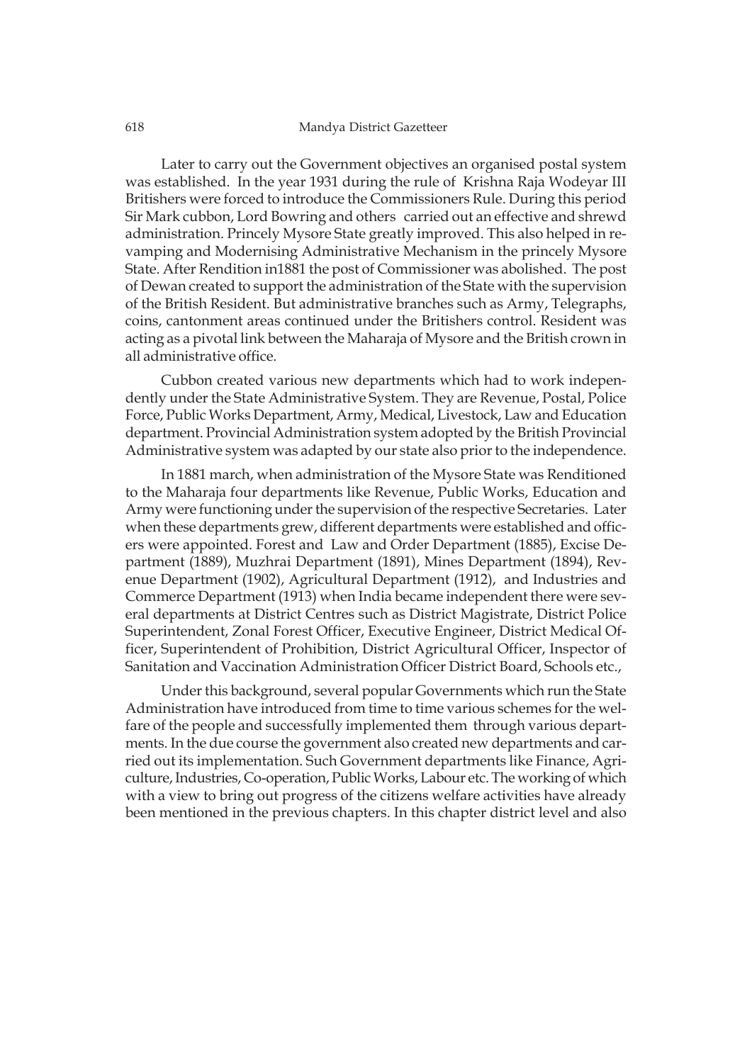Later to carry out the Government objectives an organised postal system was established. In the year 1931 during the rule of Krishna Raja Wodeyar III Britishers were forced to introduce the Commissioners Rule. During this period Sir Mark cubbon, Lord Bowring and others carried out an effective and shrewd administration. Princely Mysore State greatly improved. This also helped in revamping and Modernising Administrative Mechanism in the princely Mysore State. After Rendition in1881 the post of Commissioner was abolished. The post of Dewan created to support the administration of the State with the supervision of the British Resident. But administrative branches such as Army, Telegraphs, coins, cantonment areas continued under the Britishers control. Resident was acting as a pivotal link between the Maharaja of Mysore and the British crown in all administrative office.

Cubbon created various new departments which had to work independently under the State Administrative System. They are Revenue, Postal, Police Force, Public Works Department, Army, Medical, Livestock, Law and Education department. Provincial Administration system adopted by the British Provincial Administrative system was adapted by our state also prior to the independence.

In 1881 march, when administration of the Mysore State was Renditioned to the Maharaja four departments like Revenue, Public Works, Education and Army were functioning under the supervision of the respective Secretaries. Later when these departments grew, different departments were established and officers were appointed. Forest and Law and Order Department (1885), Excise Department (1889), Muzhrai Department (1891), Mines Department (1894), Revenue Department (1902), Agricultural Department (1912), and Industries and Commerce Department (1913) when India became independent there were several departments at District Centres such as District Magistrate, District Police Superintendent, Zonal Forest Officer, Executive Engineer, District Medical Officer, Superintendent of Prohibition, District Agricultural Officer, Inspector of Sanitation and Vaccination Administration Officer District Board, Schools etc.,

Under this background, several popular Governments which run the State Administration have introduced from time to time various schemes for the welfare of the people and successfully implemented them through various departments. In the due course the government also created new departments and carried out its implementation. Such Government departments like Finance, Agriculture, Industries, Co-operation, Public Works, Labour etc. The working of which with a view to bring out progress of the citizens welfare activities have already been mentioned in the previous chapters. In this chapter district level and also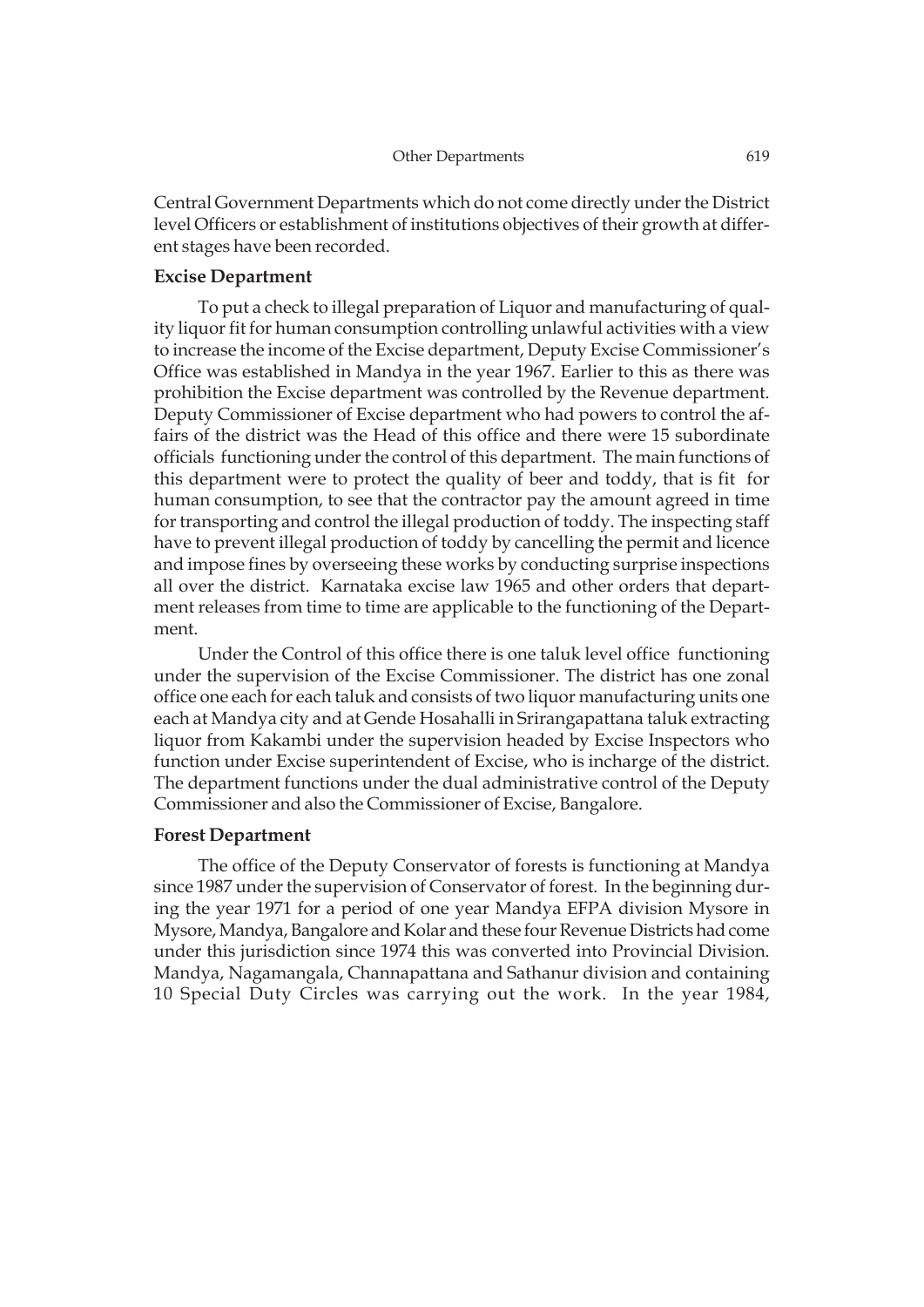Central Government Departments which do not come directly under the District level Officers or establishment of institutions objectives of their growth at different stages have been recorded.

**Excise Department**

To put a check to illegal preparation of Liquor and manufacturing of quality liquor fit for human consumption controlling unlawful activities with a view to increase the income of the Excise department, Deputy Excise Commissioner's Office was established in Mandya in the year 1967. Earlier to this as there was prohibition the Excise department was controlled by the Revenue department. Deputy Commissioner of Excise department who had powers to control the affairs of the district was the Head of this office and there were 15 subordinate officials functioning under the control of this department. The main functions of this department were to protect the quality of beer and toddy, that is fit for human consumption, to see that the contractor pay the amount agreed in time for transporting and control the illegal production of toddy. The inspecting staff have to prevent illegal production of toddy by cancelling the permit and licence and impose fines by overseeing these works by conducting surprise inspections all over the district. Karnataka excise law 1965 and other orders that department releases from time to time are applicable to the functioning of the Department.

Under the Control of this office there is one taluk level office functioning under the supervision of the Excise Commissioner. The district has one zonal office one each for each taluk and consists of two liquor manufacturing units one each at Mandya city and at Gende Hosahalli in Srirangapattana taluk extracting liquor from Kakambi under the supervision headed by Excise Inspectors who function under Excise superintendent of Excise, who is incharge of the district. The department functions under the dual administrative control of the Deputy Commissioner and also the Commissioner of Excise, Bangalore.

**Forest Department**

The office of the Deputy Conservator of forests is functioning at Mandya since 1987 under the supervision of Conservator of forest. In the beginning during the year 1971 for a period of one year Mandya EFPA division Mysore in Mysore, Mandya, Bangalore and Kolar and these four Revenue Districts had come under this jurisdiction since 1974 this was converted into Provincial Division. Mandya, Nagamangala, Channapattana and Sathanur division and containing 10 Special Duty Circles was carrying out the work. In the year 1984,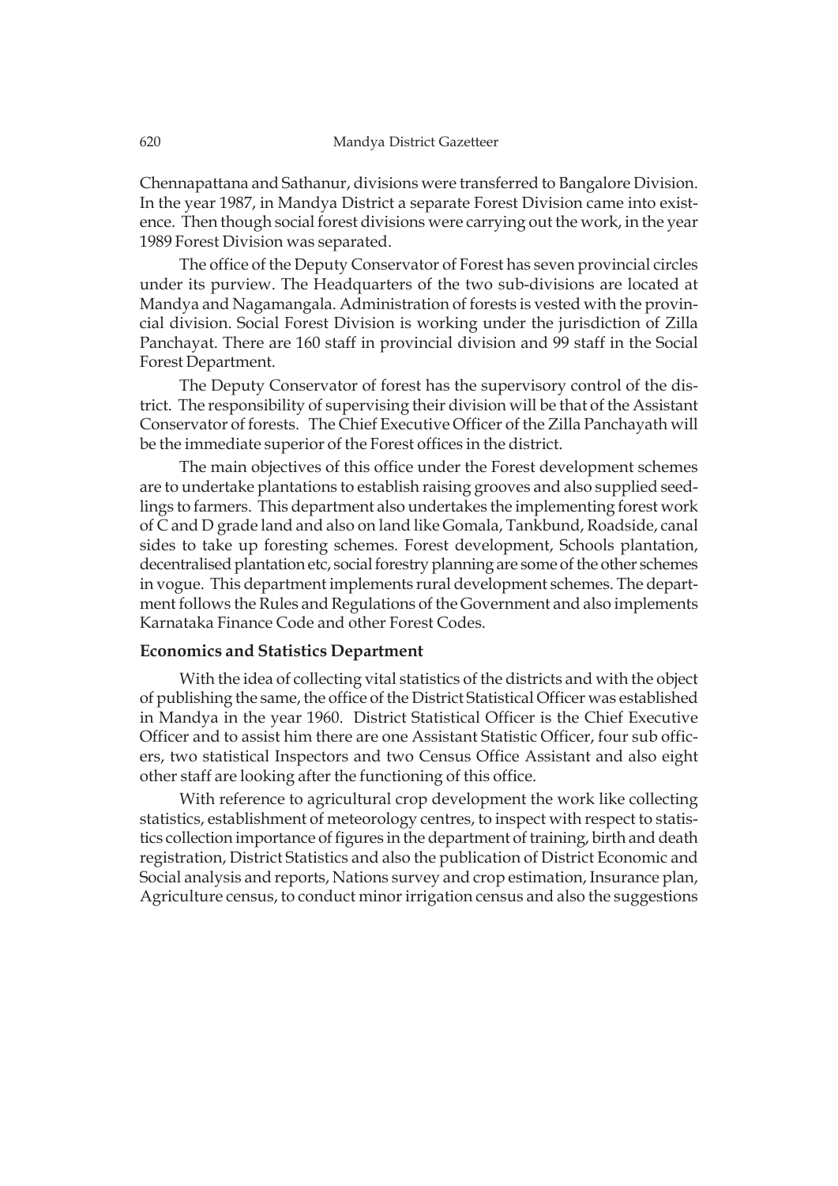Chennapattana and Sathanur, divisions were transferred to Bangalore Division. In the year 1987, in Mandya District a separate Forest Division came into existence. Then though social forest divisions were carrying out the work, in the year 1989 Forest Division was separated.

The office of the Deputy Conservator of Forest has seven provincial circles under its purview. The Headquarters of the two sub-divisions are located at Mandya and Nagamangala. Administration of forests is vested with the provincial division. Social Forest Division is working under the jurisdiction of Zilla Panchayat. There are 160 staff in provincial division and 99 staff in the Social Forest Department.

The Deputy Conservator of forest has the supervisory control of the district. The responsibility of supervising their division will be that of the Assistant Conservator of forests. The Chief Executive Officer of the Zilla Panchayath will be the immediate superior of the Forest offices in the district.

The main objectives of this office under the Forest development schemes are to undertake plantations to establish raising grooves and also supplied seedlings to farmers. This department also undertakes the implementing forest work of C and D grade land and also on land like Gomala, Tankbund, Roadside, canal sides to take up foresting schemes. Forest development, Schools plantation, decentralised plantation etc, social forestry planning are some of the other schemes in vogue. This department implements rural development schemes. The department follows the Rules and Regulations of the Government and also implements Karnataka Finance Code and other Forest Codes.

**Economics and Statistics Department**

With the idea of collecting vital statistics of the districts and with the object of publishing the same, the office of the District Statistical Officer was established in Mandya in the year 1960. District Statistical Officer is the Chief Executive Officer and to assist him there are one Assistant Statistic Officer, four sub officers, two statistical Inspectors and two Census Office Assistant and also eight other staff are looking after the functioning of this office.

With reference to agricultural crop development the work like collecting statistics, establishment of meteorology centres, to inspect with respect to statistics collection importance of figures in the department of training, birth and death registration, District Statistics and also the publication of District Economic and Social analysis and reports, Nations survey and crop estimation, Insurance plan, Agriculture census, to conduct minor irrigation census and also the suggestions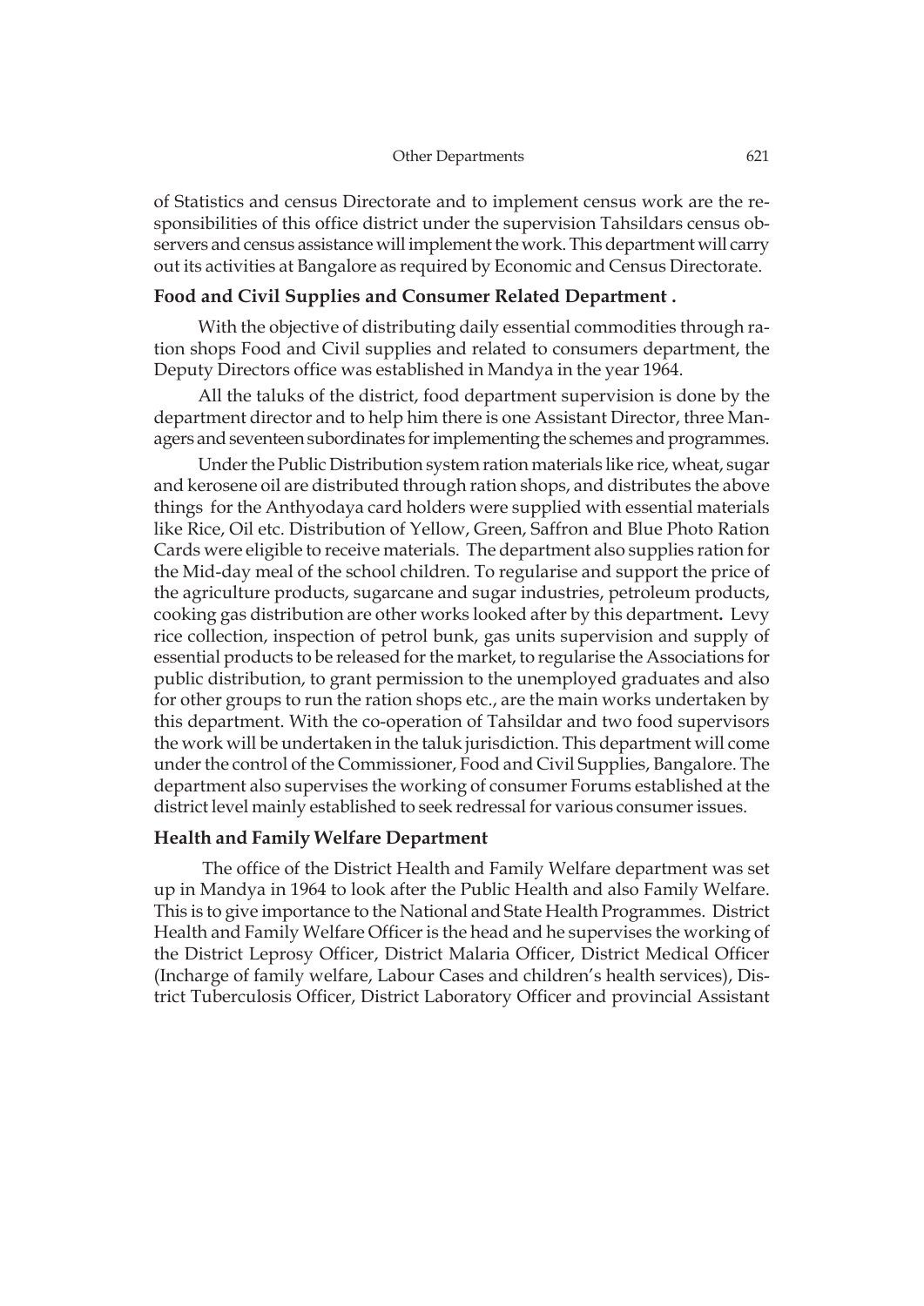of Statistics and census Directorate and to implement census work are the responsibilities of this office district under the supervision Tahsildars census observers and census assistance will implement the work. This department will carry out its activities at Bangalore as required by Economic and Census Directorate.

### Food and Civil Supplies and Consumer Related Department .

With the objective of distributing daily essential commodities through ration shops Food and Civil supplies and related to consumers department, the Deputy Directors office was established in Mandya in the year 1964.

All the taluks of the district, food department supervision is done by the department director and to help him there is one Assistant Director, three Managers and seventeen subordinates for implementing the schemes and programmes.

Under the Public Distribution system ration materials like rice, wheat, sugar and kerosene oil are distributed through ration shops, and distributes the above things for the Anthyodaya card holders were supplied with essential materials like Rice, Oil etc. Distribution of Yellow, Green, Saffron and Blue Photo Ration Cards were eligible to receive materials. The department also supplies ration for the Mid-day meal of the school children. To regularise and support the price of the agriculture products, sugarcane and sugar industries, petroleum products, cooking gas distribution are other works looked after by this department**.** Levy rice collection, inspection of petrol bunk, gas units supervision and supply of essential products to be released for the market, to regularise the Associations for public distribution, to grant permission to the unemployed graduates and also for other groups to run the ration shops etc., are the main works undertaken by this department. With the co-operation of Tahsildar and two food supervisors the work will be undertaken in the taluk jurisdiction. This department will come under the control of the Commissioner, Food and Civil Supplies, Bangalore. The department also supervises the working of consumer Forums established at the district level mainly established to seek redressal for various consumer issues.

### Health and Family Welfare Department

The office of the District Health and Family Welfare department was set up in Mandya in 1964 to look after the Public Health and also Family Welfare. This is to give importance to the National and State Health Programmes. District Health and Family Welfare Officer is the head and he supervises the working of the District Leprosy Officer, District Malaria Officer, District Medical Officer (Incharge of family welfare, Labour Cases and children's health services), District Tuberculosis Officer, District Laboratory Officer and provincial Assistant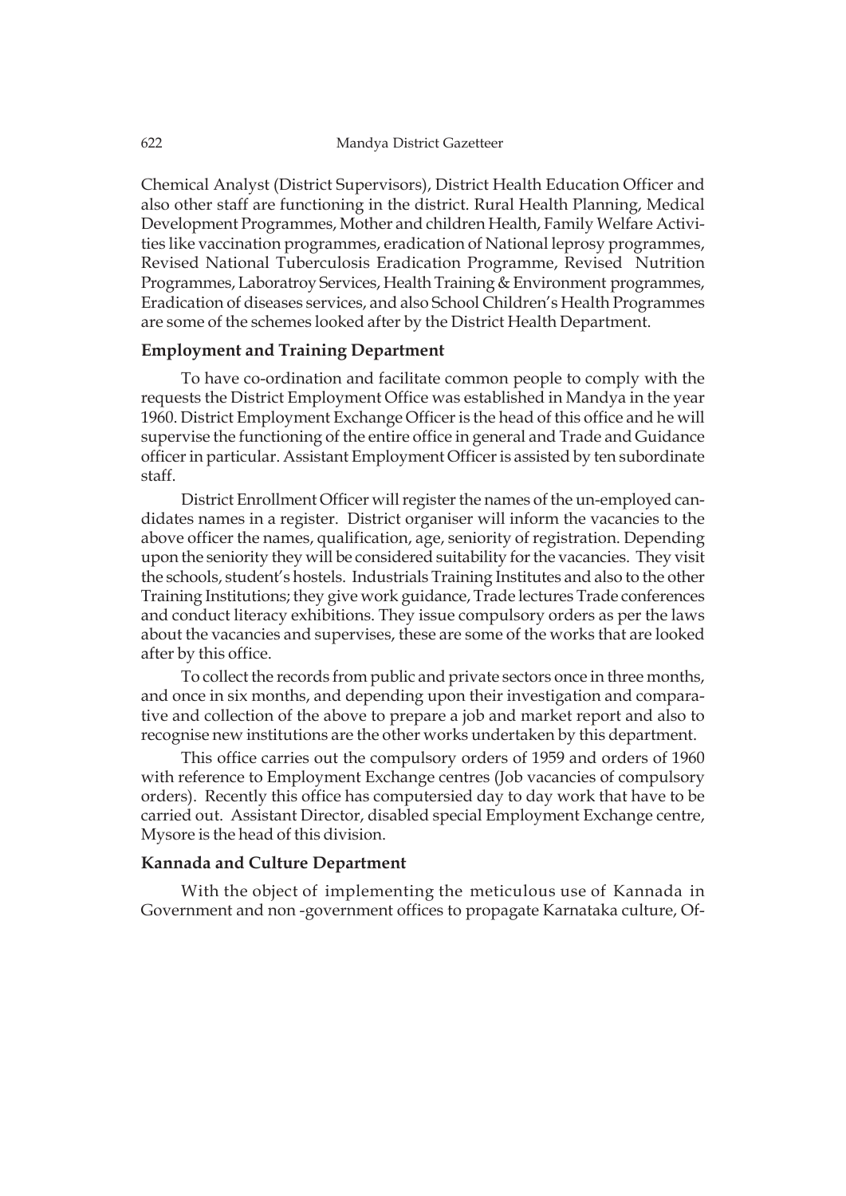Chemical Analyst (District Supervisors), District Health Education Officer and also other staff are functioning in the district. Rural Health Planning, Medical Development Programmes, Mother and children Health, Family Welfare Activities like vaccination programmes, eradication of National leprosy programmes, Revised National Tuberculosis Eradication Programme, Revised Nutrition Programmes, Laboratroy Services, Health Training & Environment programmes, Eradication of diseases services, and also School Children's Health Programmes are some of the schemes looked after by the District Health Department.

### Employment and Training Department

To have co-ordination and facilitate common people to comply with the requests the District Employment Office was established in Mandya in the year 1960. District Employment Exchange Officer is the head of this office and he will supervise the functioning of the entire office in general and Trade and Guidance officer in particular. Assistant Employment Officer is assisted by ten subordinate staff.

District Enrollment Officer will register the names of the un-employed candidates names in a register. District organiser will inform the vacancies to the above officer the names, qualification, age, seniority of registration. Depending upon the seniority they will be considered suitability for the vacancies. They visit the schools, student's hostels. Industrials Training Institutes and also to the other Training Institutions; they give work guidance, Trade lectures Trade conferences and conduct literacy exhibitions. They issue compulsory orders as per the laws about the vacancies and supervises, these are some of the works that are looked after by this office.

To collect the records from public and private sectors once in three months, and once in six months, and depending upon their investigation and comparative and collection of the above to prepare a job and market report and also to recognise new institutions are the other works undertaken by this department.

This office carries out the compulsory orders of 1959 and orders of 1960 with reference to Employment Exchange centres (Job vacancies of compulsory orders). Recently this office has computersied day to day work that have to be carried out. Assistant Director, disabled special Employment Exchange centre, Mysore is the head of this division.

### Kannada and Culture Department

With the object of implementing the meticulous use of Kannada in Government and non -government offices to propagate Karnataka culture, Of-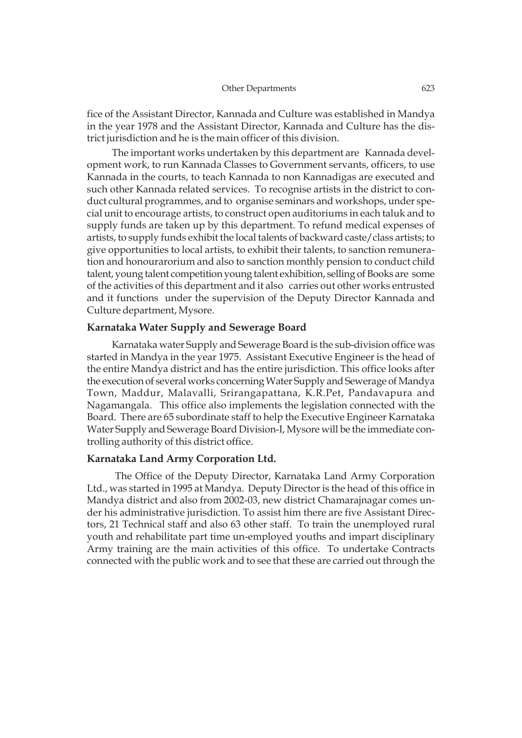fice of the Assistant Director, Kannada and Culture was established in Mandya in the year 1978 and the Assistant Director, Kannada and Culture has the district jurisdiction and he is the main officer of this division.

The important works undertaken by this department are Kannada development work, to run Kannada Classes to Government servants, officers, to use Kannada in the courts, to teach Kannada to non Kannadigas are executed and such other Kannada related services. To recognise artists in the district to conduct cultural programmes, and to organise seminars and workshops, under special unit to encourage artists, to construct open auditoriums in each taluk and to supply funds are taken up by this department. To refund medical expenses of artists, to supply funds exhibit the local talents of backward caste/class artists; to give opportunities to local artists, to exhibit their talents, to sanction remuneration and honourarorium and also to sanction monthly pension to conduct child talent, young talent competition young talent exhibition, selling of Books are some of the activities of this department and it also carries out other works entrusted and it functions under the supervision of the Deputy Director Kannada and Culture department, Mysore.

### Karnataka Water Supply and Sewerage Board

Karnataka water Supply and Sewerage Board is the sub-division office was started in Mandya in the year 1975. Assistant Executive Engineer is the head of the entire Mandya district and has the entire jurisdiction. This office looks after the execution of several works concerning Water Supply and Sewerage of Mandya Town, Maddur, Malavalli, Srirangapattana, K.R.Pet, Pandavapura and Nagamangala. This office also implements the legislation connected with the Board. There are 65 subordinate staff to help the Executive Engineer Karnataka Water Supply and Sewerage Board Division-I, Mysore will be the immediate controlling authority of this district office.

### Karnataka Land Army Corporation Ltd.

The Office of the Deputy Director, Karnataka Land Army Corporation Ltd., was started in 1995 at Mandya. Deputy Director is the head of this office in Mandya district and also from 2002-03, new district Chamarajnagar comes under his administrative jurisdiction. To assist him there are five Assistant Directors, 21 Technical staff and also 63 other staff. To train the unemployed rural youth and rehabilitate part time un-employed youths and impart disciplinary Army training are the main activities of this office. To undertake Contracts connected with the public work and to see that these are carried out through the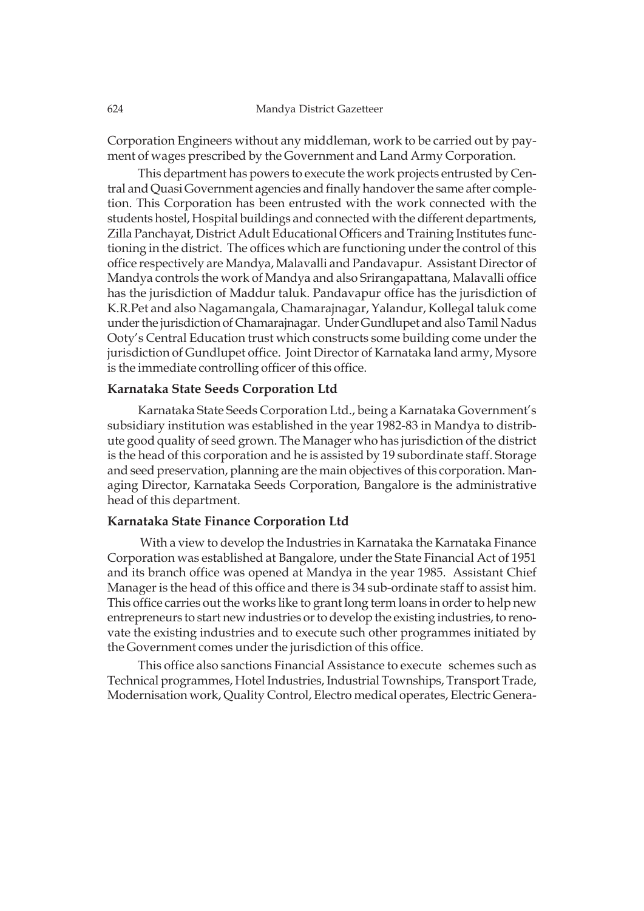Corporation Engineers without any middleman, work to be carried out by payment of wages prescribed by the Government and Land Army Corporation.

This department has powers to execute the work projects entrusted by Central and Quasi Government agencies and finally handover the same after completion. This Corporation has been entrusted with the work connected with the students hostel, Hospital buildings and connected with the different departments, Zilla Panchayat, District Adult Educational Officers and Training Institutes functioning in the district. The offices which are functioning under the control of this office respectively are Mandya, Malavalli and Pandavapur. Assistant Director of Mandya controls the work of Mandya and also Srirangapattana, Malavalli office has the jurisdiction of Maddur taluk. Pandavapur office has the jurisdiction of K.R.Pet and also Nagamangala, Chamarajnagar, Yalandur, Kollegal taluk come under the jurisdiction of Chamarajnagar. Under Gundlupet and also Tamil Nadus Ooty's Central Education trust which constructs some building come under the jurisdiction of Gundlupet office. Joint Director of Karnataka land army, Mysore is the immediate controlling officer of this office.

### Karnataka State Seeds Corporation Ltd

Karnataka State Seeds Corporation Ltd., being a Karnataka Government's subsidiary institution was established in the year 1982-83 in Mandya to distribute good quality of seed grown. The Manager who has jurisdiction of the district is the head of this corporation and he is assisted by 19 subordinate staff. Storage and seed preservation, planning are the main objectives of this corporation. Managing Director, Karnataka Seeds Corporation, Bangalore is the administrative head of this department.

### Karnataka State Finance Corporation Ltd

With a view to develop the Industries in Karnataka the Karnataka Finance Corporation was established at Bangalore, under the State Financial Act of 1951 and its branch office was opened at Mandya in the year 1985. Assistant Chief Manager is the head of this office and there is 34 sub-ordinate staff to assist him. This office carries out the works like to grant long term loans in order to help new entrepreneurs to start new industries or to develop the existing industries, to renovate the existing industries and to execute such other programmes initiated by the Government comes under the jurisdiction of this office.

This office also sanctions Financial Assistance to execute schemes such as Technical programmes, Hotel Industries, Industrial Townships, Transport Trade, Modernisation work, Quality Control, Electro medical operates, Electric Genera-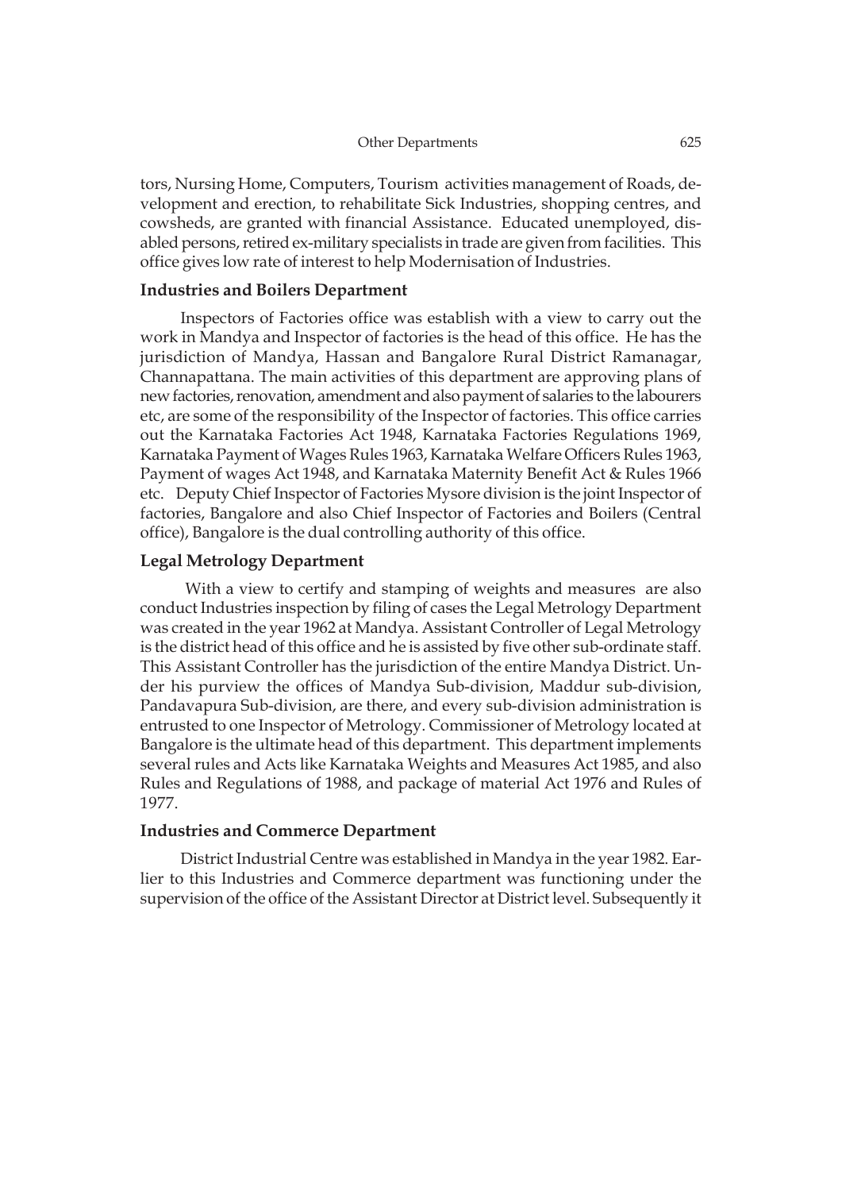tors, Nursing Home, Computers, Tourism activities management of Roads, development and erection, to rehabilitate Sick Industries, shopping centres, and cowsheds, are granted with financial Assistance. Educated unemployed, disabled persons, retired ex-military specialists in trade are given from facilities. This office gives low rate of interest to help Modernisation of Industries.

### Industries and Boilers Department

Inspectors of Factories office was establish with a view to carry out the work in Mandya and Inspector of factories is the head of this office. He has the jurisdiction of Mandya, Hassan and Bangalore Rural District Ramanagar, Channapattana. The main activities of this department are approving plans of new factories, renovation, amendment and also payment of salaries to the labourers etc, are some of the responsibility of the Inspector of factories. This office carries out the Karnataka Factories Act 1948, Karnataka Factories Regulations 1969, Karnataka Payment of Wages Rules 1963, Karnataka Welfare Officers Rules 1963, Payment of wages Act 1948, and Karnataka Maternity Benefit Act & Rules 1966 etc. Deputy Chief Inspector of Factories Mysore division is the joint Inspector of factories, Bangalore and also Chief Inspector of Factories and Boilers (Central office), Bangalore is the dual controlling authority of this office.

### Legal Metrology Department

With a view to certify and stamping of weights and measures are also conduct Industries inspection by filing of cases the Legal Metrology Department was created in the year 1962 at Mandya. Assistant Controller of Legal Metrology is the district head of this office and he is assisted by five other sub-ordinate staff. This Assistant Controller has the jurisdiction of the entire Mandya District. Under his purview the offices of Mandya Sub-division, Maddur sub-division, Pandavapura Sub-division, are there, and every sub-division administration is entrusted to one Inspector of Metrology. Commissioner of Metrology located at Bangalore is the ultimate head of this department. This department implements several rules and Acts like Karnataka Weights and Measures Act 1985, and also Rules and Regulations of 1988, and package of material Act 1976 and Rules of 1977.

### Industries and Commerce Department

District Industrial Centre was established in Mandya in the year 1982. Earlier to this Industries and Commerce department was functioning under the supervision of the office of the Assistant Director at District level. Subsequently it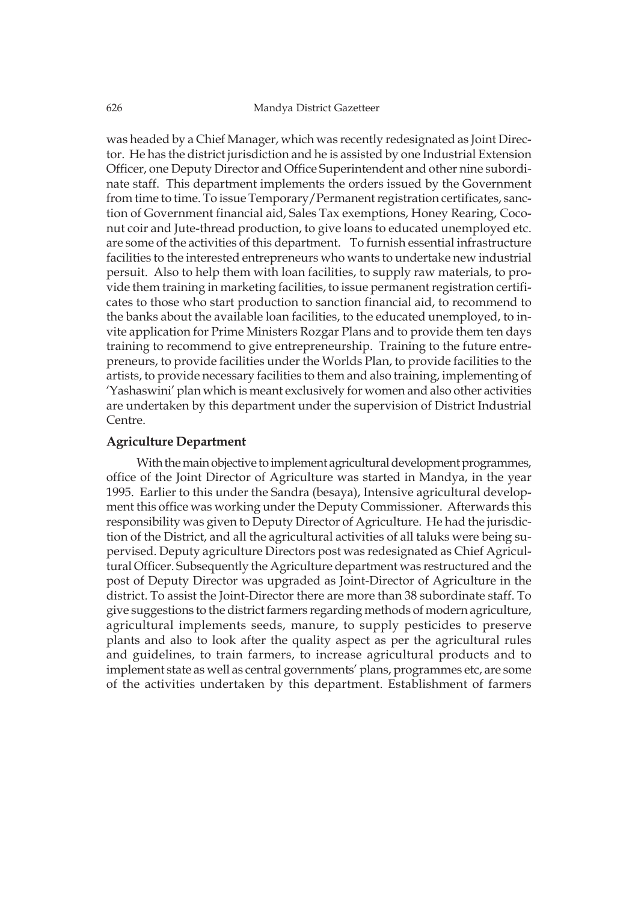was headed by a Chief Manager, which was recently redesignated as Joint Director. He has the district jurisdiction and he is assisted by one Industrial Extension Officer, one Deputy Director and Office Superintendent and other nine subordinate staff. This department implements the orders issued by the Government from time to time. To issue Temporary/Permanent registration certificates, sanction of Government financial aid, Sales Tax exemptions, Honey Rearing, Coconut coir and Jute-thread production, to give loans to educated unemployed etc. are some of the activities of this department. To furnish essential infrastructure facilities to the interested entrepreneurs who wants to undertake new industrial persuit. Also to help them with loan facilities, to supply raw materials, to provide them training in marketing facilities, to issue permanent registration certificates to those who start production to sanction financial aid, to recommend to the banks about the available loan facilities, to the educated unemployed, to invite application for Prime Ministers Rozgar Plans and to provide them ten days training to recommend to give entrepreneurship. Training to the future entrepreneurs, to provide facilities under the Worlds Plan, to provide facilities to the artists, to provide necessary facilities to them and also training, implementing of 'Yashaswini' plan which is meant exclusively for women and also other activities are undertaken by this department under the supervision of District Industrial Centre.

### Agriculture Department

With the main objective to implement agricultural development programmes, office of the Joint Director of Agriculture was started in Mandya, in the year 1995. Earlier to this under the Sandra (besaya), Intensive agricultural development this office was working under the Deputy Commissioner. Afterwards this responsibility was given to Deputy Director of Agriculture. He had the jurisdiction of the District, and all the agricultural activities of all taluks were being supervised. Deputy agriculture Directors post was redesignated as Chief Agricultural Officer. Subsequently the Agriculture department was restructured and the post of Deputy Director was upgraded as Joint-Director of Agriculture in the district. To assist the Joint-Director there are more than 38 subordinate staff. To give suggestions to the district farmers regarding methods of modern agriculture, agricultural implements seeds, manure, to supply pesticides to preserve plants and also to look after the quality aspect as per the agricultural rules and guidelines, to train farmers, to increase agricultural products and to implement state as well as central governments' plans, programmes etc, are some of the activities undertaken by this department. Establishment of farmers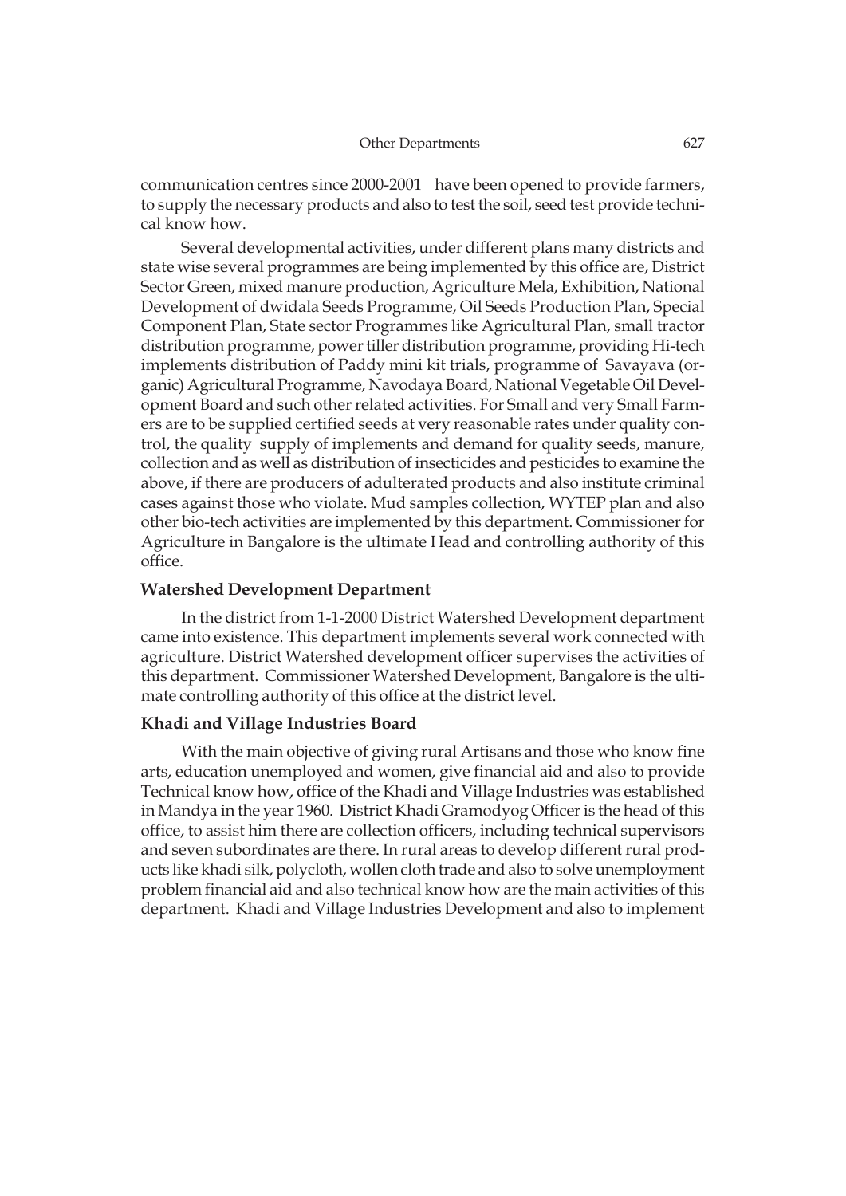communication centres since 2000-2001 have been opened to provide farmers, to supply the necessary products and also to test the soil, seed test provide technical know how.

Several developmental activities, under different plans many districts and state wise several programmes are being implemented by this office are, District Sector Green, mixed manure production, Agriculture Mela, Exhibition, National Development of dwidala Seeds Programme, Oil Seeds Production Plan, Special Component Plan, State sector Programmes like Agricultural Plan, small tractor distribution programme, power tiller distribution programme, providing Hi-tech implements distribution of Paddy mini kit trials, programme of Savayava (organic) Agricultural Programme, Navodaya Board, National Vegetable Oil Development Board and such other related activities. For Small and very Small Farmers are to be supplied certified seeds at very reasonable rates under quality control, the quality supply of implements and demand for quality seeds, manure, collection and as well as distribution of insecticides and pesticides to examine the above, if there are producers of adulterated products and also institute criminal cases against those who violate. Mud samples collection, WYTEP plan and also other bio-tech activities are implemented by this department. Commissioner for Agriculture in Bangalore is the ultimate Head and controlling authority of this office.

### Watershed Development Department

In the district from 1-1-2000 District Watershed Development department came into existence. This department implements several work connected with agriculture. District Watershed development officer supervises the activities of this department. Commissioner Watershed Development, Bangalore is the ultimate controlling authority of this office at the district level.

### Khadi and Village Industries Board

With the main objective of giving rural Artisans and those who know fine arts, education unemployed and women, give financial aid and also to provide Technical know how, office of the Khadi and Village Industries was established in Mandya in the year 1960. District Khadi Gramodyog Officer is the head of this office, to assist him there are collection officers, including technical supervisors and seven subordinates are there. In rural areas to develop different rural products like khadi silk, polycloth, wollen cloth trade and also to solve unemployment problem financial aid and also technical know how are the main activities of this department. Khadi and Village Industries Development and also to implement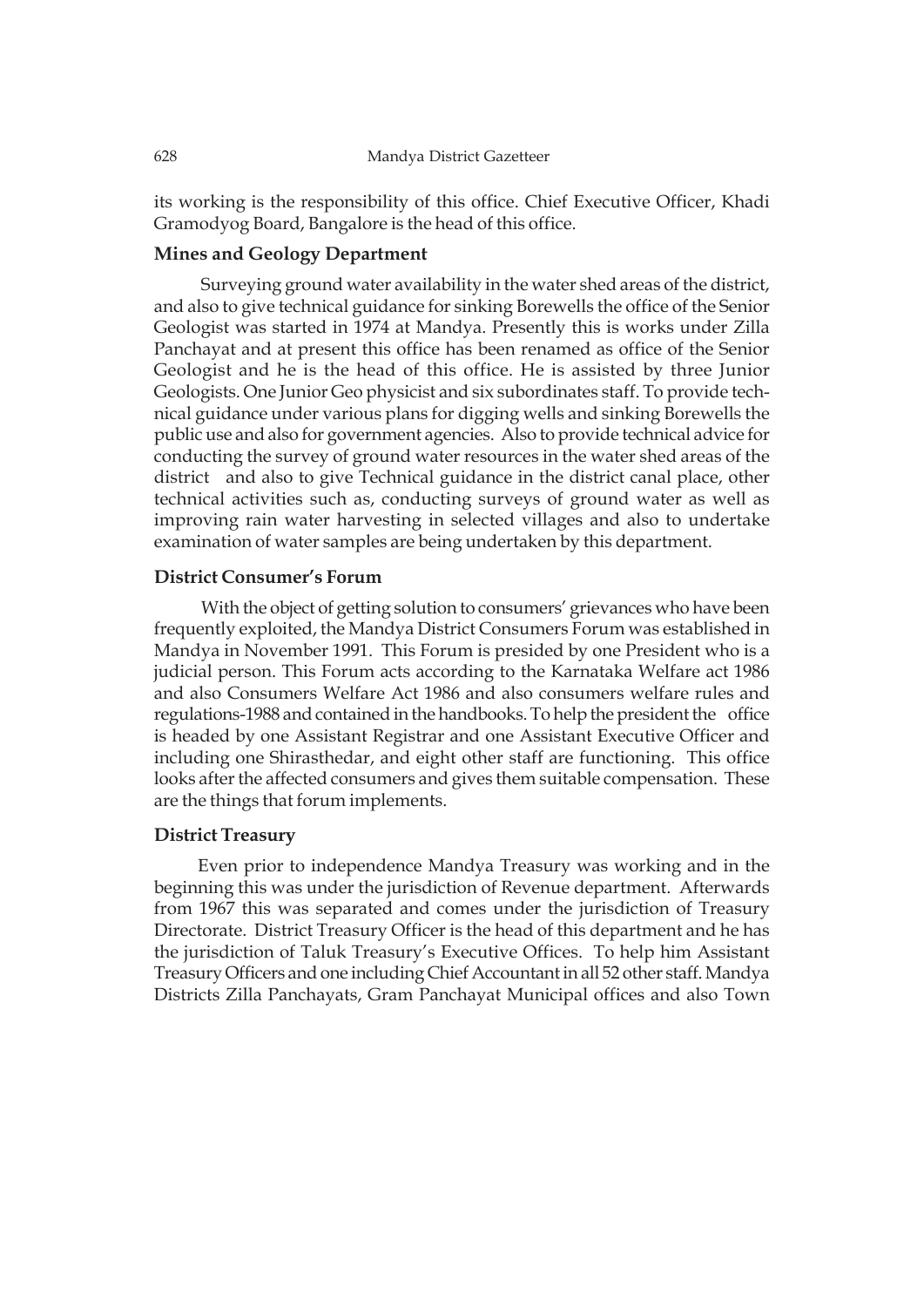its working is the responsibility of this office. Chief Executive Officer, Khadi Gramodyog Board, Bangalore is the head of this office.

### Mines and Geology Department

Surveying ground water availability in the water shed areas of the district, and also to give technical guidance for sinking Borewells the office of the Senior Geologist was started in 1974 at Mandya. Presently this is works under Zilla Panchayat and at present this office has been renamed as office of the Senior Geologist and he is the head of this office. He is assisted by three Junior Geologists. One Junior Geo physicist and six subordinates staff. To provide technical guidance under various plans for digging wells and sinking Borewells the public use and also for government agencies. Also to provide technical advice for conducting the survey of ground water resources in the water shed areas of the district and also to give Technical guidance in the district canal place, other technical activities such as, conducting surveys of ground water as well as improving rain water harvesting in selected villages and also to undertake examination of water samples are being undertaken by this department.

### District Consumer's Forum

With the object of getting solution to consumers' grievances who have been frequently exploited, the Mandya District Consumers Forum was established in Mandya in November 1991. This Forum is presided by one President who is a judicial person. This Forum acts according to the Karnataka Welfare act 1986 and also Consumers Welfare Act 1986 and also consumers welfare rules and regulations-1988 and contained in the handbooks. To help the president the office is headed by one Assistant Registrar and one Assistant Executive Officer and including one Shirasthedar, and eight other staff are functioning. This office looks after the affected consumers and gives them suitable compensation. These are the things that forum implements.

### District Treasury

Even prior to independence Mandya Treasury was working and in the beginning this was under the jurisdiction of Revenue department. Afterwards from 1967 this was separated and comes under the jurisdiction of Treasury Directorate. District Treasury Officer is the head of this department and he has the jurisdiction of Taluk Treasury's Executive Offices. To help him Assistant Treasury Officers and one including Chief Accountant in all 52 other staff. Mandya Districts Zilla Panchayats, Gram Panchayat Municipal offices and also Town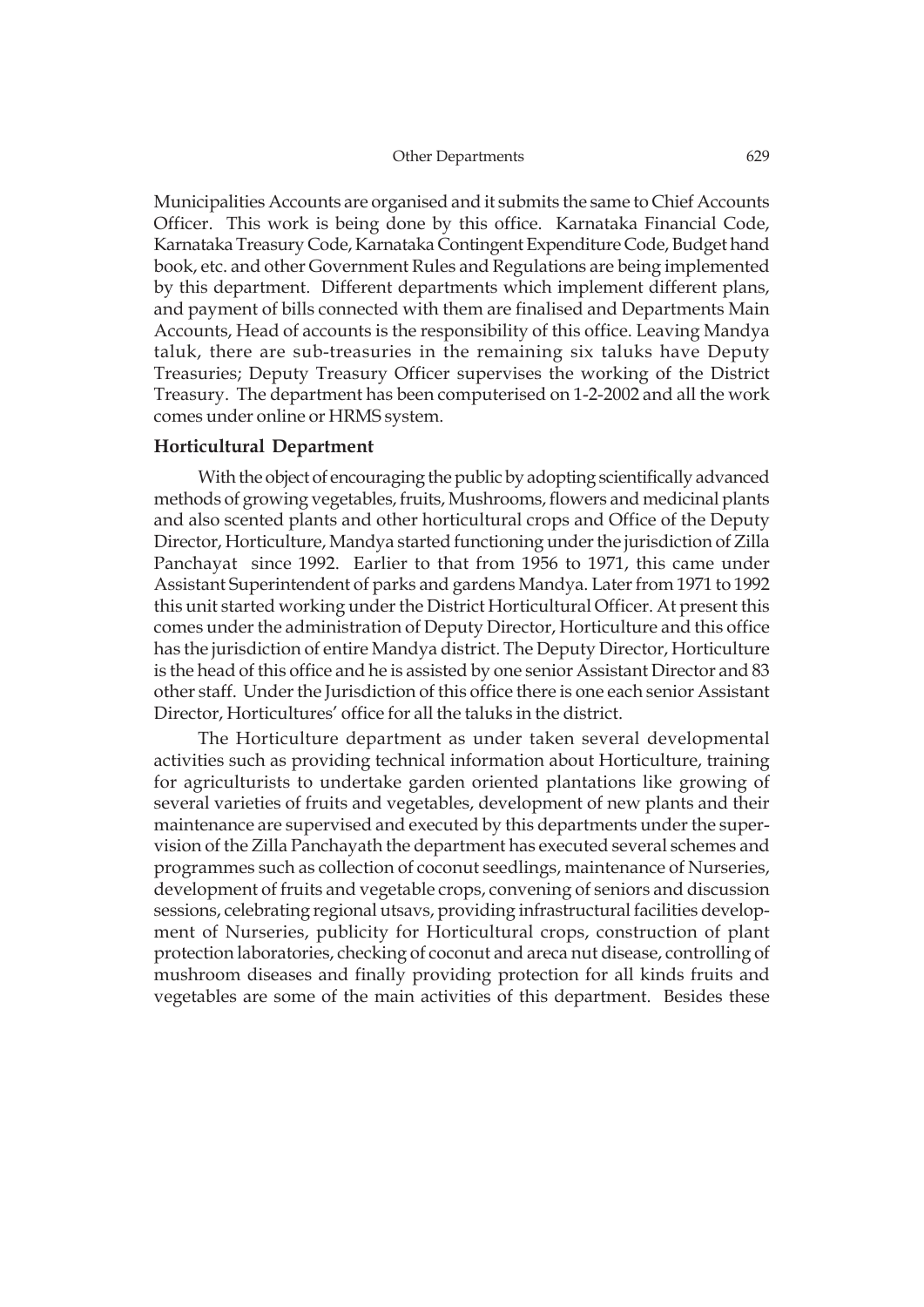Municipalities Accounts are organised and it submits the same to Chief Accounts Officer. This work is being done by this office. Karnataka Financial Code, Karnataka Treasury Code, Karnataka Contingent Expenditure Code, Budget hand book, etc. and other Government Rules and Regulations are being implemented by this department. Different departments which implement different plans, and payment of bills connected with them are finalised and Departments Main Accounts, Head of accounts is the responsibility of this office. Leaving Mandya taluk, there are sub-treasuries in the remaining six taluks have Deputy Treasuries; Deputy Treasury Officer supervises the working of the District Treasury. The department has been computerised on 1-2-2002 and all the work comes under online or HRMS system.

### Horticultural Department

With the object of encouraging the public by adopting scientifically advanced methods of growing vegetables, fruits, Mushrooms, flowers and medicinal plants and also scented plants and other horticultural crops and Office of the Deputy Director, Horticulture, Mandya started functioning under the jurisdiction of Zilla Panchayat since 1992. Earlier to that from 1956 to 1971, this came under Assistant Superintendent of parks and gardens Mandya. Later from 1971 to 1992 this unit started working under the District Horticultural Officer. At present this comes under the administration of Deputy Director, Horticulture and this office has the jurisdiction of entire Mandya district. The Deputy Director, Horticulture is the head of this office and he is assisted by one senior Assistant Director and 83 other staff. Under the Jurisdiction of this office there is one each senior Assistant Director, Horticultures' office for all the taluks in the district.

The Horticulture department as under taken several developmental activities such as providing technical information about Horticulture, training for agriculturists to undertake garden oriented plantations like growing of several varieties of fruits and vegetables, development of new plants and their maintenance are supervised and executed by this departments under the supervision of the Zilla Panchayath the department has executed several schemes and programmes such as collection of coconut seedlings, maintenance of Nurseries, development of fruits and vegetable crops, convening of seniors and discussion sessions, celebrating regional utsavs, providing infrastructural facilities development of Nurseries, publicity for Horticultural crops, construction of plant protection laboratories, checking of coconut and areca nut disease, controlling of mushroom diseases and finally providing protection for all kinds fruits and vegetables are some of the main activities of this department. Besides these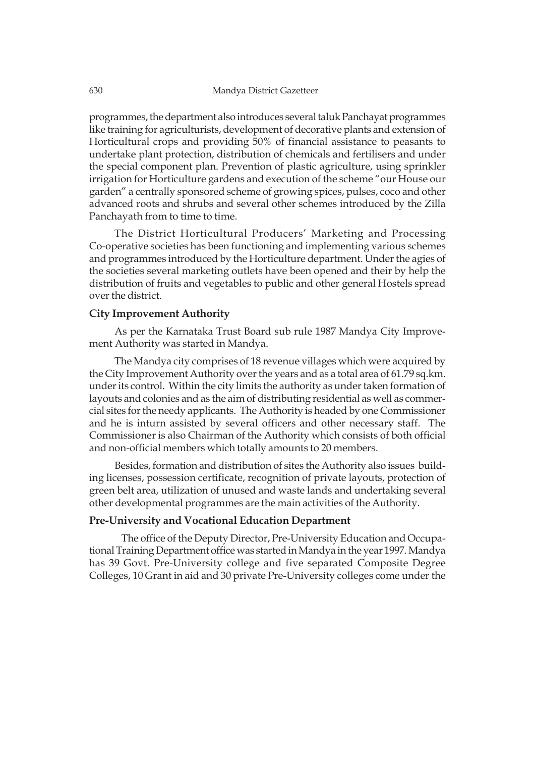programmes, the department also introduces several taluk Panchayat programmes like training for agriculturists, development of decorative plants and extension of Horticultural crops and providing 50% of financial assistance to peasants to undertake plant protection, distribution of chemicals and fertilisers and under the special component plan. Prevention of plastic agriculture, using sprinkler irrigation for Horticulture gardens and execution of the scheme "our House our garden" a centrally sponsored scheme of growing spices, pulses, coco and other advanced roots and shrubs and several other schemes introduced by the Zilla Panchayath from to time to time.

The District Horticultural Producers' Marketing and Processing Co-operative societies has been functioning and implementing various schemes and programmes introduced by the Horticulture department. Under the agies of the societies several marketing outlets have been opened and their by help the distribution of fruits and vegetables to public and other general Hostels spread over the district.

**City Improvement Authority**

As per the Karnataka Trust Board sub rule 1987 Mandya City Improvement Authority was started in Mandya.

The Mandya city comprises of 18 revenue villages which were acquired by the City Improvement Authority over the years and as a total area of 61.79 sq.km. under its control. Within the city limits the authority as under taken formation of layouts and colonies and as the aim of distributing residential as well as commercial sites for the needy applicants. The Authority is headed by one Commissioner and he is inturn assisted by several officers and other necessary staff. The Commissioner is also Chairman of the Authority which consists of both official and non-official members which totally amounts to 20 members.

Besides, formation and distribution of sites the Authority also issues building licenses, possession certificate, recognition of private layouts, protection of green belt area, utilization of unused and waste lands and undertaking several other developmental programmes are the main activities of the Authority.

**Pre-University and Vocational Education Department**

The office of the Deputy Director, Pre-University Education and Occupational Training Department office was started in Mandya in the year 1997. Mandya has 39 Govt. Pre-University college and five separated Composite Degree Colleges, 10 Grant in aid and 30 private Pre-University colleges come under the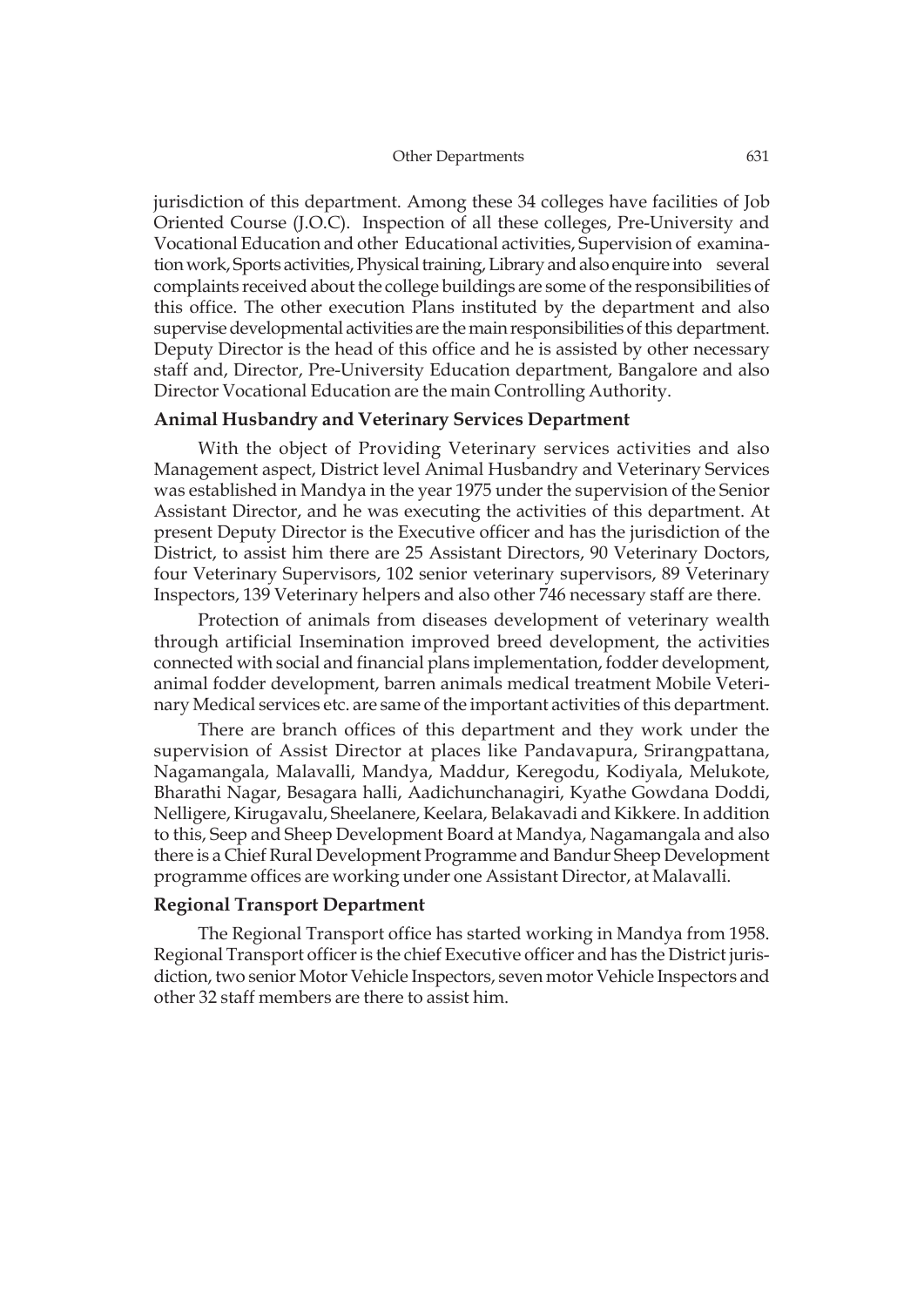jurisdiction of this department. Among these 34 colleges have facilities of Job Oriented Course (J.O.C). Inspection of all these colleges, Pre-University and Vocational Education and other Educational activities, Supervision of examination work, Sports activities, Physical training, Library and also enquire into several complaints received about the college buildings are some of the responsibilities of this office. The other execution Plans instituted by the department and also supervise developmental activities are the main responsibilities of this department. Deputy Director is the head of this office and he is assisted by other necessary staff and, Director, Pre-University Education department, Bangalore and also Director Vocational Education are the main Controlling Authority.

### Animal Husbandry and Veterinary Services Department

With the object of Providing Veterinary services activities and also Management aspect, District level Animal Husbandry and Veterinary Services was established in Mandya in the year 1975 under the supervision of the Senior Assistant Director, and he was executing the activities of this department. At present Deputy Director is the Executive officer and has the jurisdiction of the District, to assist him there are 25 Assistant Directors, 90 Veterinary Doctors, four Veterinary Supervisors, 102 senior veterinary supervisors, 89 Veterinary Inspectors, 139 Veterinary helpers and also other 746 necessary staff are there.

Protection of animals from diseases development of veterinary wealth through artificial Insemination improved breed development, the activities connected with social and financial plans implementation, fodder development, animal fodder development, barren animals medical treatment Mobile Veterinary Medical services etc. are same of the important activities of this department.

There are branch offices of this department and they work under the supervision of Assist Director at places like Pandavapura, Srirangpattana, Nagamangala, Malavalli, Mandya, Maddur, Keregodu, Kodiyala, Melukote, Bharathi Nagar, Besagara halli, Aadichunchanagiri, Kyathe Gowdana Doddi, Nelligere, Kirugavalu, Sheelanere, Keelara, Belakavadi and Kikkere. In addition to this, Seep and Sheep Development Board at Mandya, Nagamangala and also there is a Chief Rural Development Programme and Bandur Sheep Development programme offices are working under one Assistant Director, at Malavalli.

### Regional Transport Department

The Regional Transport office has started working in Mandya from 1958. Regional Transport officer is the chief Executive officer and has the District jurisdiction, two senior Motor Vehicle Inspectors, seven motor Vehicle Inspectors and other 32 staff members are there to assist him.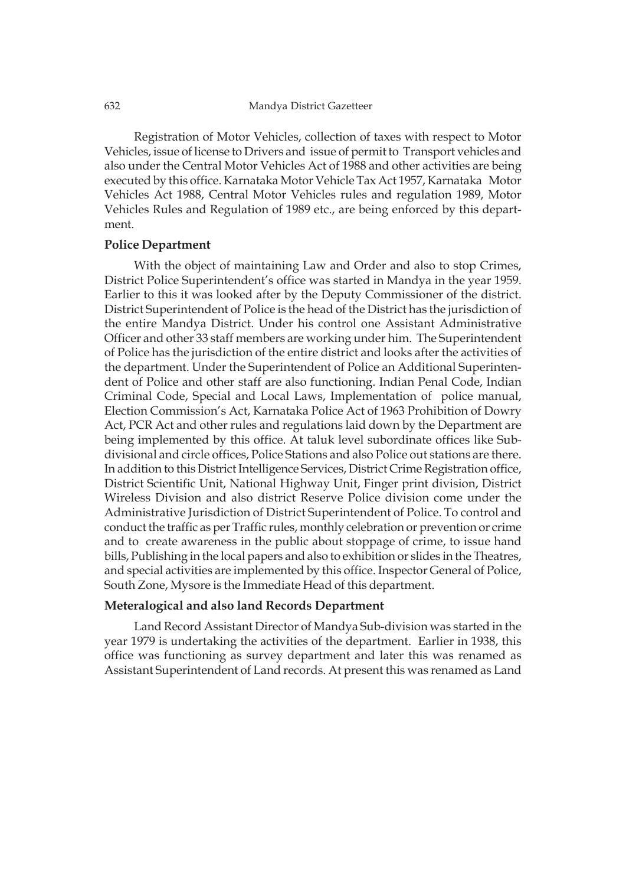Registration of Motor Vehicles, collection of taxes with respect to Motor Vehicles, issue of license to Drivers and issue of permit to Transport vehicles and also under the Central Motor Vehicles Act of 1988 and other activities are being executed by this office. Karnataka Motor Vehicle Tax Act 1957, Karnataka Motor Vehicles Act 1988, Central Motor Vehicles rules and regulation 1989, Motor Vehicles Rules and Regulation of 1989 etc., are being enforced by this department.

### Police Department

With the object of maintaining Law and Order and also to stop Crimes, District Police Superintendent's office was started in Mandya in the year 1959. Earlier to this it was looked after by the Deputy Commissioner of the district. District Superintendent of Police is the head of the District has the jurisdiction of the entire Mandya District. Under his control one Assistant Administrative Officer and other 33 staff members are working under him. The Superintendent of Police has the jurisdiction of the entire district and looks after the activities of the department. Under the Superintendent of Police an Additional Superintendent of Police and other staff are also functioning. Indian Penal Code, Indian Criminal Code, Special and Local Laws, Implementation of police manual, Election Commission's Act, Karnataka Police Act of 1963 Prohibition of Dowry Act, PCR Act and other rules and regulations laid down by the Department are being implemented by this office. At taluk level subordinate offices like Sub-divisional and circle offices, Police Stations and also Police out stations are there. In addition to this District Intelligence Services, District Crime Registration office, District Scientific Unit, National Highway Unit, Finger print division, District Wireless Division and also district Reserve Police division come under the Administrative Jurisdiction of District Superintendent of Police. To control and conduct the traffic as per Traffic rules, monthly celebration or prevention or crime and to create awareness in the public about stoppage of crime, to issue hand bills, Publishing in the local papers and also to exhibition or slides in the Theatres, and special activities are implemented by this office. Inspector General of Police, South Zone, Mysore is the Immediate Head of this department.

### Meteralogical and also land Records Department

Land Record Assistant Director of Mandya Sub-division was started in the year 1979 is undertaking the activities of the department. Earlier in 1938, this office was functioning as survey department and later this was renamed as Assistant Superintendent of Land records. At present this was renamed as Land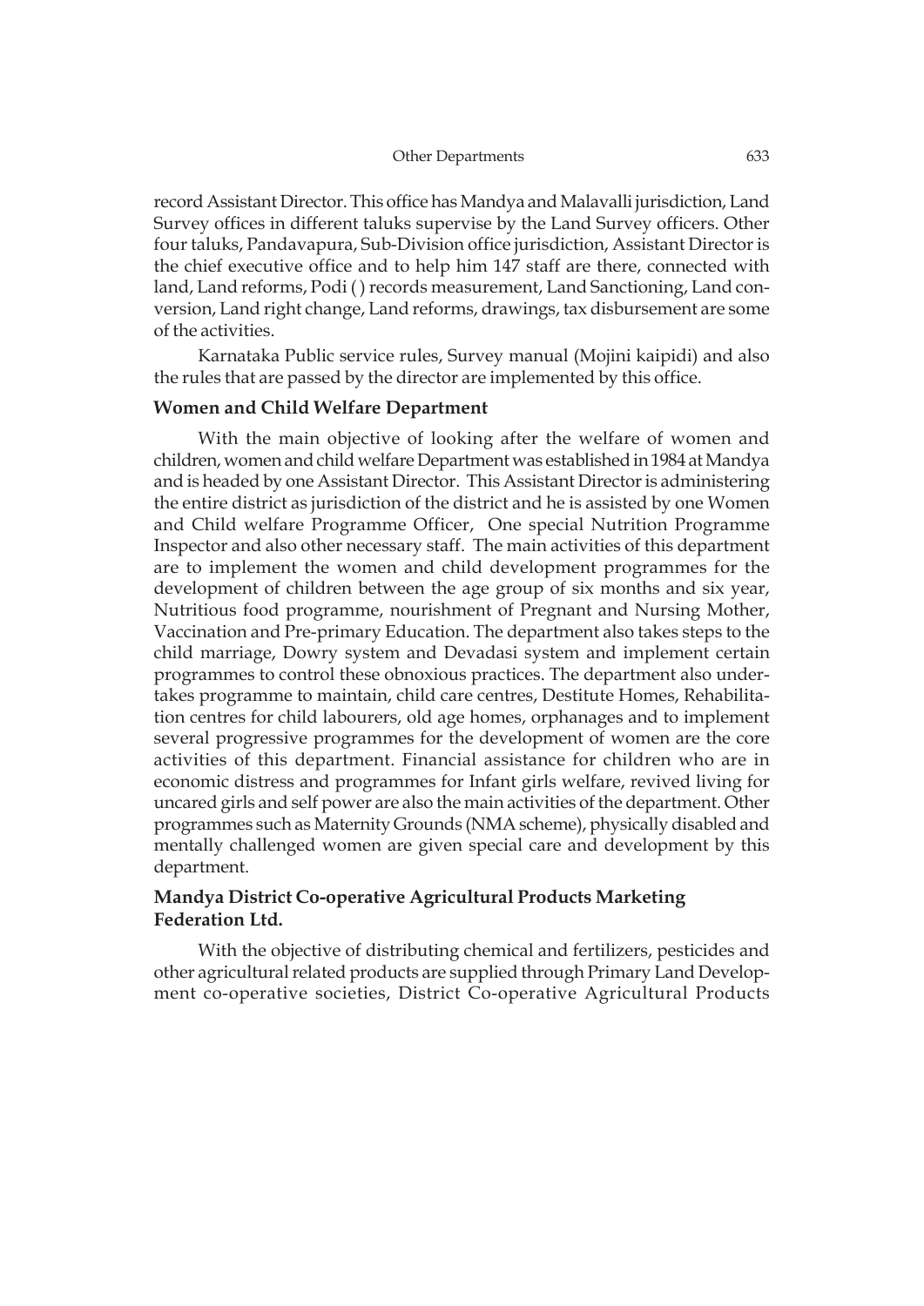record Assistant Director. This office has Mandya and Malavalli jurisdiction, Land Survey offices in different taluks supervise by the Land Survey officers. Other four taluks, Pandavapura, Sub-Division office jurisdiction, Assistant Director is the chief executive office and to help him 147 staff are there, connected with land, Land reforms, Podi ( ) records measurement, Land Sanctioning, Land conversion, Land right change, Land reforms, drawings, tax disbursement are some of the activities.

Karnataka Public service rules, Survey manual (Mojini kaipidi) and also the rules that are passed by the director are implemented by this office.

## Women and Child Welfare Department

With the main objective of looking after the welfare of women and children, women and child welfare Department was established in 1984 at Mandya and is headed by one Assistant Director. This Assistant Director is administering the entire district as jurisdiction of the district and he is assisted by one Women and Child welfare Programme Officer, One special Nutrition Programme Inspector and also other necessary staff. The main activities of this department are to implement the women and child development programmes for the development of children between the age group of six months and six year, Nutritious food programme, nourishment of Pregnant and Nursing Mother, Vaccination and Pre-primary Education. The department also takes steps to the child marriage, Dowry system and Devadasi system and implement certain programmes to control these obnoxious practices. The department also undertakes programme to maintain, child care centres, Destitute Homes, Rehabilitation centres for child labourers, old age homes, orphanages and to implement several progressive programmes for the development of women are the core activities of this department. Financial assistance for children who are in economic distress and programmes for Infant girls welfare, revived living for uncared girls and self power are also the main activities of the department. Other programmes such as Maternity Grounds (NMA scheme), physically disabled and mentally challenged women are given special care and development by this department.

## Mandya District Co-operative Agricultural Products Marketing Federation Ltd.

With the objective of distributing chemical and fertilizers, pesticides and other agricultural related products are supplied through Primary Land Development co-operative societies, District Co-operative Agricultural Products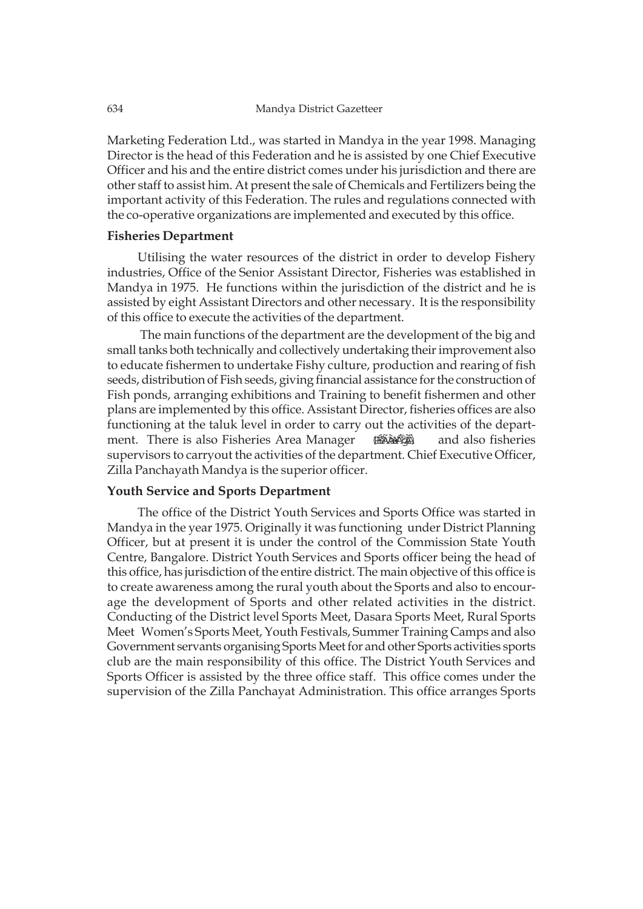Marketing Federation Ltd., was started in Mandya in the year 1998. Managing Director is the head of this Federation and he is assisted by one Chief Executive Officer and his and the entire district comes under his jurisdiction and there are other staff to assist him. At present the sale of Chemicals and Fertilizers being the important activity of this Federation. The rules and regulations connected with the co-operative organizations are implemented and executed by this office.

### Fisheries Department

Utilising the water resources of the district in order to develop Fishery industries, Office of the Senior Assistant Director, Fisheries was established in Mandya in 1975. He functions within the jurisdiction of the district and he is assisted by eight Assistant Directors and other necessary. It is the responsibility of this office to execute the activities of the department.

The main functions of the department are the development of the big and small tanks both technically and collectively undertaking their improvement also to educate fishermen to undertake Fishy culture, production and rearing of fish seeds, distribution of Fish seeds, giving financial assistance for the construction of Fish ponds, arranging exhibitions and Training to benefit fishermen and other plans are implemented by this office. Assistant Director, fisheries offices are also functioning at the taluk level in order to carry out the activities of the department. There is also Fisheries Area Manager (ಹಲವಾರು) and also fisheries supervisors to carryout the activities of the department. Chief Executive Officer, Zilla Panchayath Mandya is the superior officer.

### Youth Service and Sports Department

The office of the District Youth Services and Sports Office was started in Mandya in the year 1975. Originally it was functioning under District Planning Officer, but at present it is under the control of the Commission State Youth Centre, Bangalore. District Youth Services and Sports officer being the head of this office, has jurisdiction of the entire district. The main objective of this office is to create awareness among the rural youth about the Sports and also to encourage the development of Sports and other related activities in the district. Conducting of the District level Sports Meet, Dasara Sports Meet, Rural Sports Meet Women's Sports Meet, Youth Festivals, Summer Training Camps and also Government servants organising Sports Meet for and other Sports activities sports club are the main responsibility of this office. The District Youth Services and Sports Officer is assisted by the three office staff. This office comes under the supervision of the Zilla Panchayat Administration. This office arranges Sports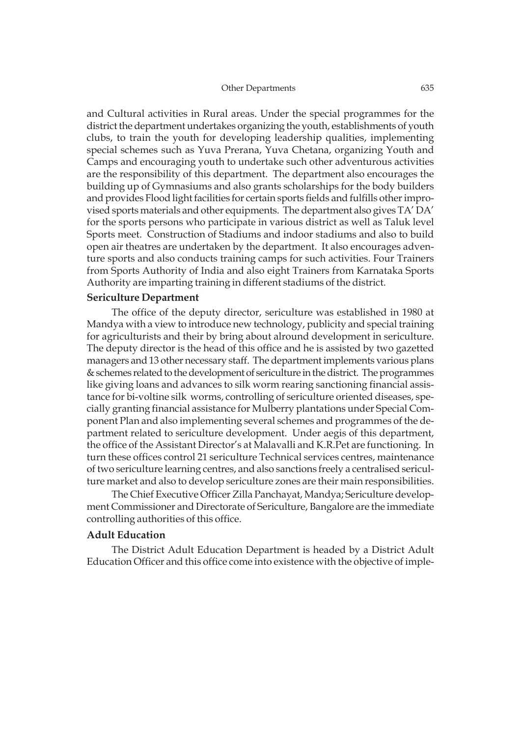and Cultural activities in Rural areas. Under the special programmes for the district the department undertakes organizing the youth, establishments of youth clubs, to train the youth for developing leadership qualities, implementing special schemes such as Yuva Prerana, Yuva Chetana, organizing Youth and Camps and encouraging youth to undertake such other adventurous activities are the responsibility of this department. The department also encourages the building up of Gymnasiums and also grants scholarships for the body builders and provides Flood light facilities for certain sports fields and fulfills other improvised sports materials and other equipments. The department also gives TA' DA' for the sports persons who participate in various district as well as Taluk level Sports meet. Construction of Stadiums and indoor stadiums and also to build open air theatres are undertaken by the department. It also encourages adventure sports and also conducts training camps for such activities. Four Trainers from Sports Authority of India and also eight Trainers from Karnataka Sports Authority are imparting training in different stadiums of the district.

**Sericulture Department**

The office of the deputy director, sericulture was established in 1980 at Mandya with a view to introduce new technology, publicity and special training for agriculturists and their by bring about alround development in sericulture. The deputy director is the head of this office and he is assisted by two gazetted managers and 13 other necessary staff. The department implements various plans & schemes related to the development of sericulture in the district. The programmes like giving loans and advances to silk worm rearing sanctioning financial assistance for bi-voltine silk worms, controlling of sericulture oriented diseases, specially granting financial assistance for Mulberry plantations under Special Component Plan and also implementing several schemes and programmes of the department related to sericulture development. Under aegis of this department, the office of the Assistant Director's at Malavalli and K.R.Pet are functioning. In turn these offices control 21 sericulture Technical services centres, maintenance of two sericulture learning centres, and also sanctions freely a centralised sericulture market and also to develop sericulture zones are their main responsibilities.

The Chief Executive Officer Zilla Panchayat, Mandya; Sericulture development Commissioner and Directorate of Sericulture, Bangalore are the immediate controlling authorities of this office.

**Adult Education**

The District Adult Education Department is headed by a District Adult Education Officer and this office come into existence with the objective of imple-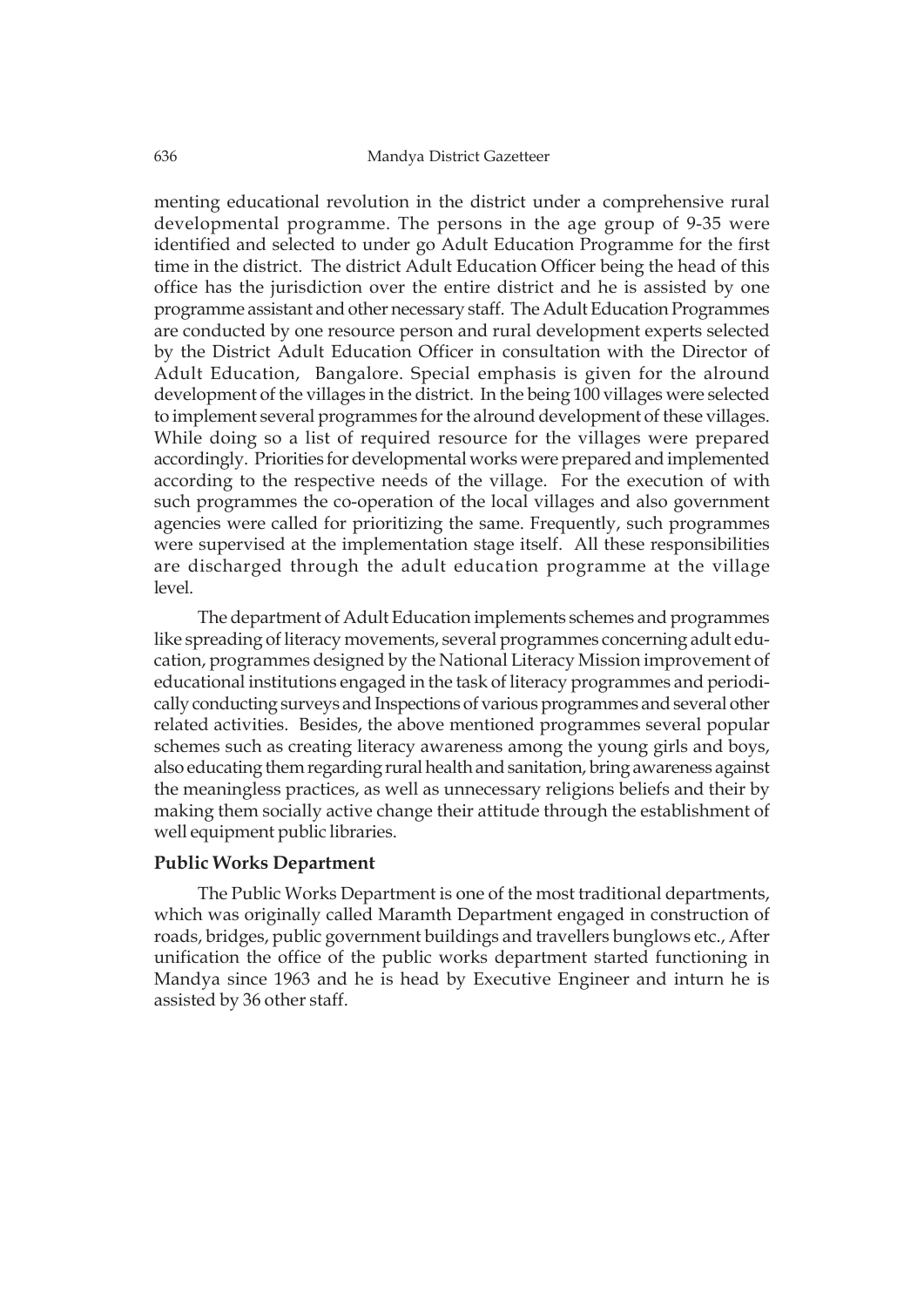menting educational revolution in the district under a comprehensive rural developmental programme. The persons in the age group of 9-35 were identified and selected to under go Adult Education Programme for the first time in the district. The district Adult Education Officer being the head of this office has the jurisdiction over the entire district and he is assisted by one programme assistant and other necessary staff. The Adult Education Programmes are conducted by one resource person and rural development experts selected by the District Adult Education Officer in consultation with the Director of Adult Education, Bangalore. Special emphasis is given for the alround development of the villages in the district. In the being 100 villages were selected to implement several programmes for the alround development of these villages. While doing so a list of required resource for the villages were prepared accordingly. Priorities for developmental works were prepared and implemented according to the respective needs of the village. For the execution of with such programmes the co-operation of the local villages and also government agencies were called for prioritizing the same. Frequently, such programmes were supervised at the implementation stage itself. All these responsibilities are discharged through the adult education programme at the village level.

The department of Adult Education implements schemes and programmes like spreading of literacy movements, several programmes concerning adult education, programmes designed by the National Literacy Mission improvement of educational institutions engaged in the task of literacy programmes and periodically conducting surveys and Inspections of various programmes and several other related activities. Besides, the above mentioned programmes several popular schemes such as creating literacy awareness among the young girls and boys, also educating them regarding rural health and sanitation, bring awareness against the meaningless practices, as well as unnecessary religions beliefs and their by making them socially active change their attitude through the establishment of well equipment public libraries.

### Public Works Department

The Public Works Department is one of the most traditional departments, which was originally called Maramth Department engaged in construction of roads, bridges, public government buildings and travellers bunglows etc., After unification the office of the public works department started functioning in Mandya since 1963 and he is head by Executive Engineer and inturn he is assisted by 36 other staff.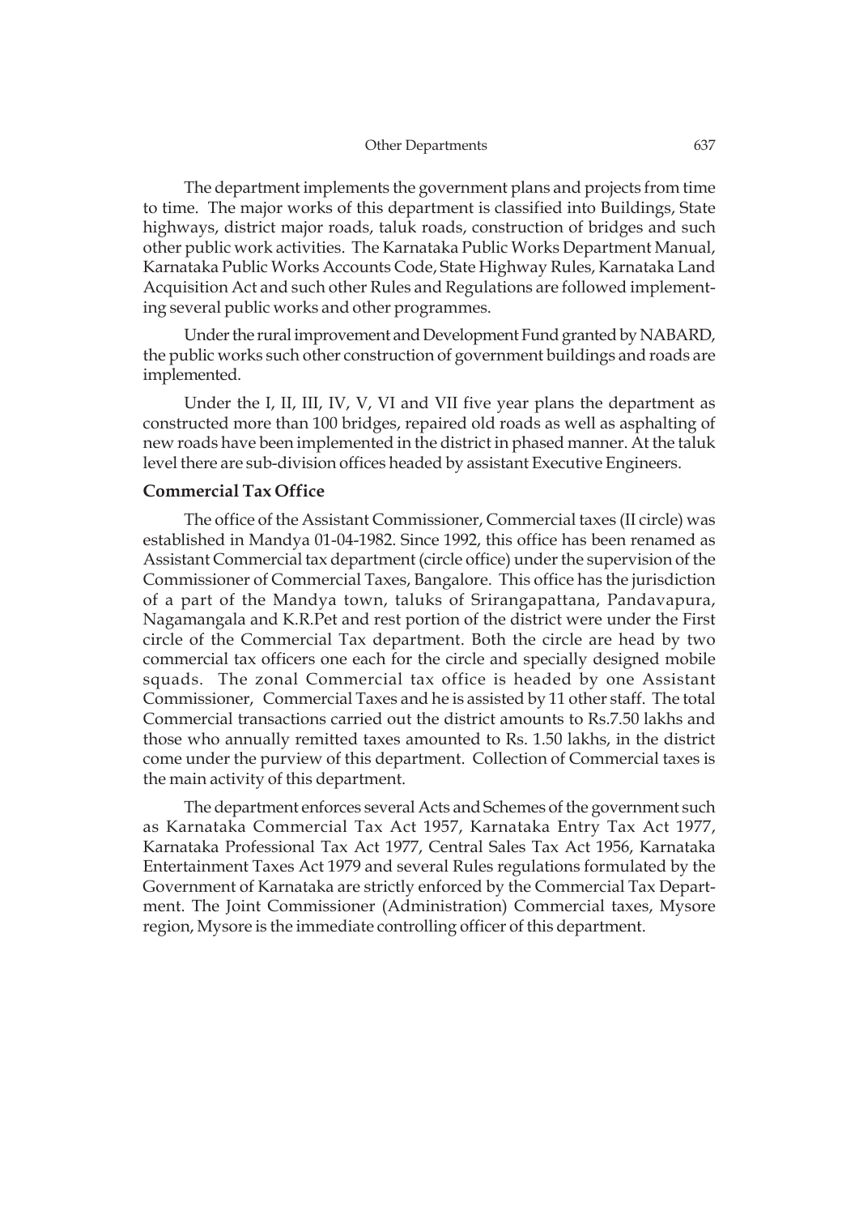The department implements the government plans and projects from time to time. The major works of this department is classified into Buildings, State highways, district major roads, taluk roads, construction of bridges and such other public work activities. The Karnataka Public Works Department Manual, Karnataka Public Works Accounts Code, State Highway Rules, Karnataka Land Acquisition Act and such other Rules and Regulations are followed implementing several public works and other programmes.

Under the rural improvement and Development Fund granted by NABARD, the public works such other construction of government buildings and roads are implemented.

Under the I, II, III, IV, V, VI and VII five year plans the department as constructed more than 100 bridges, repaired old roads as well as asphalting of new roads have been implemented in the district in phased manner. At the taluk level there are sub-division offices headed by assistant Executive Engineers.

### Commercial Tax Office

The office of the Assistant Commissioner, Commercial taxes (II circle) was established in Mandya 01-04-1982. Since 1992, this office has been renamed as Assistant Commercial tax department (circle office) under the supervision of the Commissioner of Commercial Taxes, Bangalore. This office has the jurisdiction of a part of the Mandya town, taluks of Srirangapattana, Pandavapura, Nagamangala and K.R.Pet and rest portion of the district were under the First circle of the Commercial Tax department. Both the circle are head by two commercial tax officers one each for the circle and specially designed mobile squads. The zonal Commercial tax office is headed by one Assistant Commissioner, Commercial Taxes and he is assisted by 11 other staff. The total Commercial transactions carried out the district amounts to Rs.7.50 lakhs and those who annually remitted taxes amounted to Rs. 1.50 lakhs, in the district come under the purview of this department. Collection of Commercial taxes is the main activity of this department.

The department enforces several Acts and Schemes of the government such as Karnataka Commercial Tax Act 1957, Karnataka Entry Tax Act 1977, Karnataka Professional Tax Act 1977, Central Sales Tax Act 1956, Karnataka Entertainment Taxes Act 1979 and several Rules regulations formulated by the Government of Karnataka are strictly enforced by the Commercial Tax Department. The Joint Commissioner (Administration) Commercial taxes, Mysore region, Mysore is the immediate controlling officer of this department.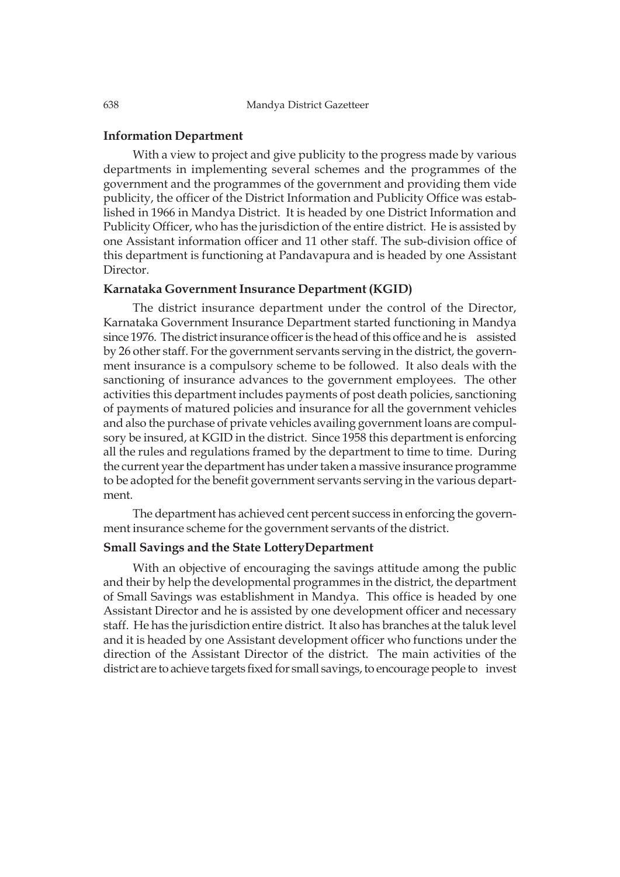### Information Department

With a view to project and give publicity to the progress made by various departments in implementing several schemes and the programmes of the government and the programmes of the government and providing them vide publicity, the officer of the District Information and Publicity Office was established in 1966 in Mandya District. It is headed by one District Information and Publicity Officer, who has the jurisdiction of the entire district. He is assisted by one Assistant information officer and 11 other staff. The sub-division office of this department is functioning at Pandavapura and is headed by one Assistant Director.

### Karnataka Government Insurance Department (KGID)

The district insurance department under the control of the Director, Karnataka Government Insurance Department started functioning in Mandya since 1976. The district insurance officer is the head of this office and he is assisted by 26 other staff. For the government servants serving in the district, the government insurance is a compulsory scheme to be followed. It also deals with the sanctioning of insurance advances to the government employees. The other activities this department includes payments of post death policies, sanctioning of payments of matured policies and insurance for all the government vehicles and also the purchase of private vehicles availing government loans are compulsory be insured, at KGID in the district. Since 1958 this department is enforcing all the rules and regulations framed by the department to time to time. During the current year the department has under taken a massive insurance programme to be adopted for the benefit government servants serving in the various department.

The department has achieved cent percent success in enforcing the government insurance scheme for the government servants of the district.

### Small Savings and the State LotteryDepartment

With an objective of encouraging the savings attitude among the public and their by help the developmental programmes in the district, the department of Small Savings was establishment in Mandya. This office is headed by one Assistant Director and he is assisted by one development officer and necessary staff. He has the jurisdiction entire district. It also has branches at the taluk level and it is headed by one Assistant development officer who functions under the direction of the Assistant Director of the district. The main activities of the district are to achieve targets fixed for small savings, to encourage people to invest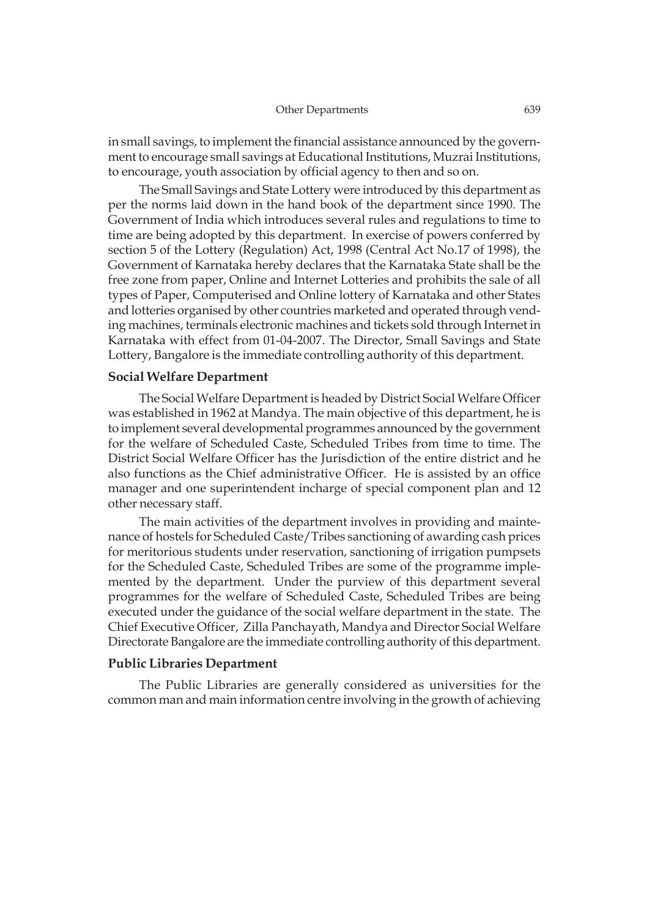in small savings, to implement the financial assistance announced by the government to encourage small savings at Educational Institutions, Muzrai Institutions, to encourage, youth association by official agency to then and so on.

The Small Savings and State Lottery were introduced by this department as per the norms laid down in the hand book of the department since 1990. The Government of India which introduces several rules and regulations to time to time are being adopted by this department. In exercise of powers conferred by section 5 of the Lottery (Regulation) Act, 1998 (Central Act No.17 of 1998), the Government of Karnataka hereby declares that the Karnataka State shall be the free zone from paper, Online and Internet Lotteries and prohibits the sale of all types of Paper, Computerised and Online lottery of Karnataka and other States and lotteries organised by other countries marketed and operated through vending machines, terminals electronic machines and tickets sold through Internet in Karnataka with effect from 01-04-2007. The Director, Small Savings and State Lottery, Bangalore is the immediate controlling authority of this department.

**Social Welfare Department**

The Social Welfare Department is headed by District Social Welfare Officer was established in 1962 at Mandya. The main objective of this department, he is to implement several developmental programmes announced by the government for the welfare of Scheduled Caste, Scheduled Tribes from time to time. The District Social Welfare Officer has the Jurisdiction of the entire district and he also functions as the Chief administrative Officer. He is assisted by an office manager and one superintendent incharge of special component plan and 12 other necessary staff.

The main activities of the department involves in providing and maintenance of hostels for Scheduled Caste/Tribes sanctioning of awarding cash prices for meritorious students under reservation, sanctioning of irrigation pumpsets for the Scheduled Caste, Scheduled Tribes are some of the programme implemented by the department. Under the purview of this department several programmes for the welfare of Scheduled Caste, Scheduled Tribes are being executed under the guidance of the social welfare department in the state. The Chief Executive Officer, Zilla Panchayath, Mandya and Director Social Welfare Directorate Bangalore are the immediate controlling authority of this department.

**Public Libraries Department**

The Public Libraries are generally considered as universities for the common man and main information centre involving in the growth of achieving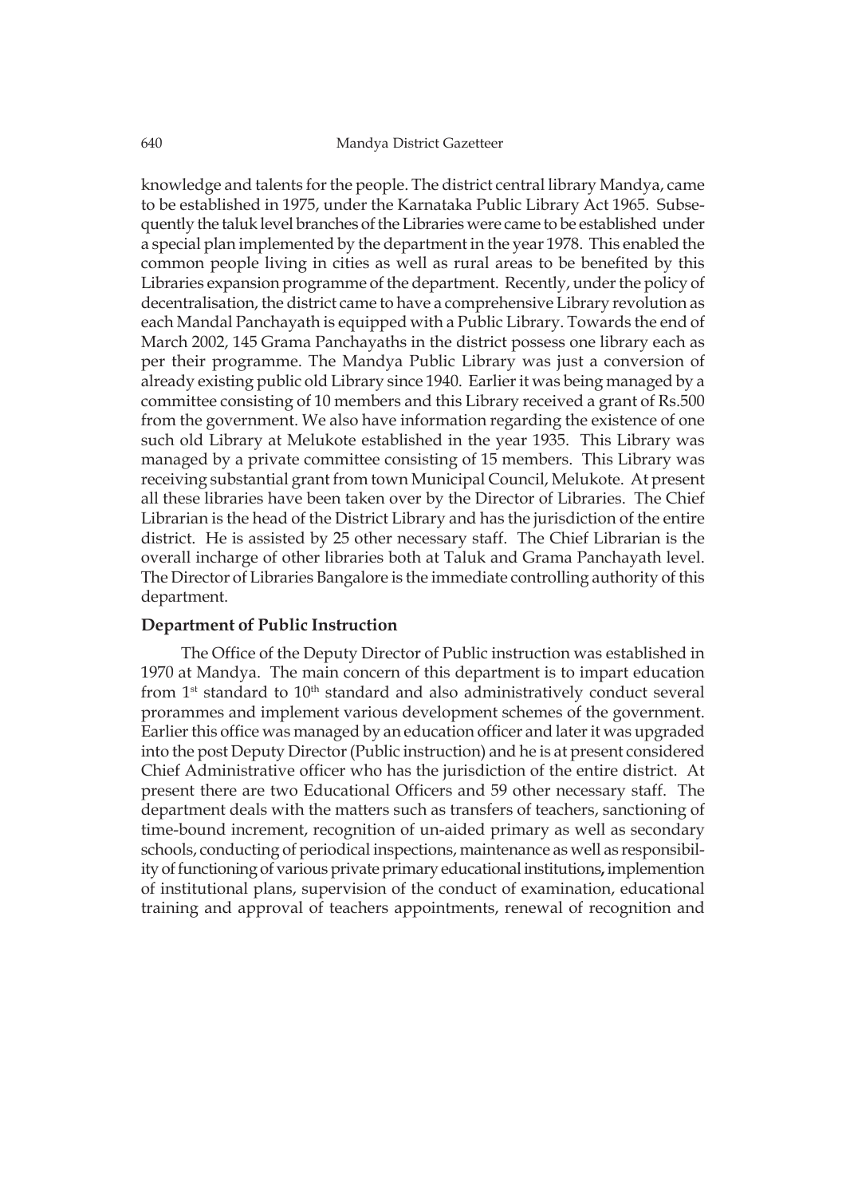knowledge and talents for the people. The district central library Mandya, came to be established in 1975, under the Karnataka Public Library Act 1965. Subsequently the taluk level branches of the Libraries were came to be established under a special plan implemented by the department in the year 1978. This enabled the common people living in cities as well as rural areas to be benefited by this Libraries expansion programme of the department. Recently, under the policy of decentralisation, the district came to have a comprehensive Library revolution as each Mandal Panchayath is equipped with a Public Library. Towards the end of March 2002, 145 Grama Panchayaths in the district possess one library each as per their programme. The Mandya Public Library was just a conversion of already existing public old Library since 1940. Earlier it was being managed by a committee consisting of 10 members and this Library received a grant of Rs.500 from the government. We also have information regarding the existence of one such old Library at Melukote established in the year 1935. This Library was managed by a private committee consisting of 15 members. This Library was receiving substantial grant from town Municipal Council, Melukote. At present all these libraries have been taken over by the Director of Libraries. The Chief Librarian is the head of the District Library and has the jurisdiction of the entire district. He is assisted by 25 other necessary staff. The Chief Librarian is the overall incharge of other libraries both at Taluk and Grama Panchayath level. The Director of Libraries Bangalore is the immediate controlling authority of this department.

**Department of Public Instruction**

The Office of the Deputy Director of Public instruction was established in 1970 at Mandya. The main concern of this department is to impart education from 1st standard to 10th standard and also administratively conduct several prorammes and implement various development schemes of the government. Earlier this office was managed by an education officer and later it was upgraded into the post Deputy Director (Public instruction) and he is at present considered Chief Administrative officer who has the jurisdiction of the entire district. At present there are two Educational Officers and 59 other necessary staff. The department deals with the matters such as transfers of teachers, sanctioning of time-bound increment, recognition of un-aided primary as well as secondary schools, conducting of periodical inspections, maintenance as well as responsibility of functioning of various private primary educational institutions, implemention of institutional plans, supervision of the conduct of examination, educational training and approval of teachers appointments, renewal of recognition and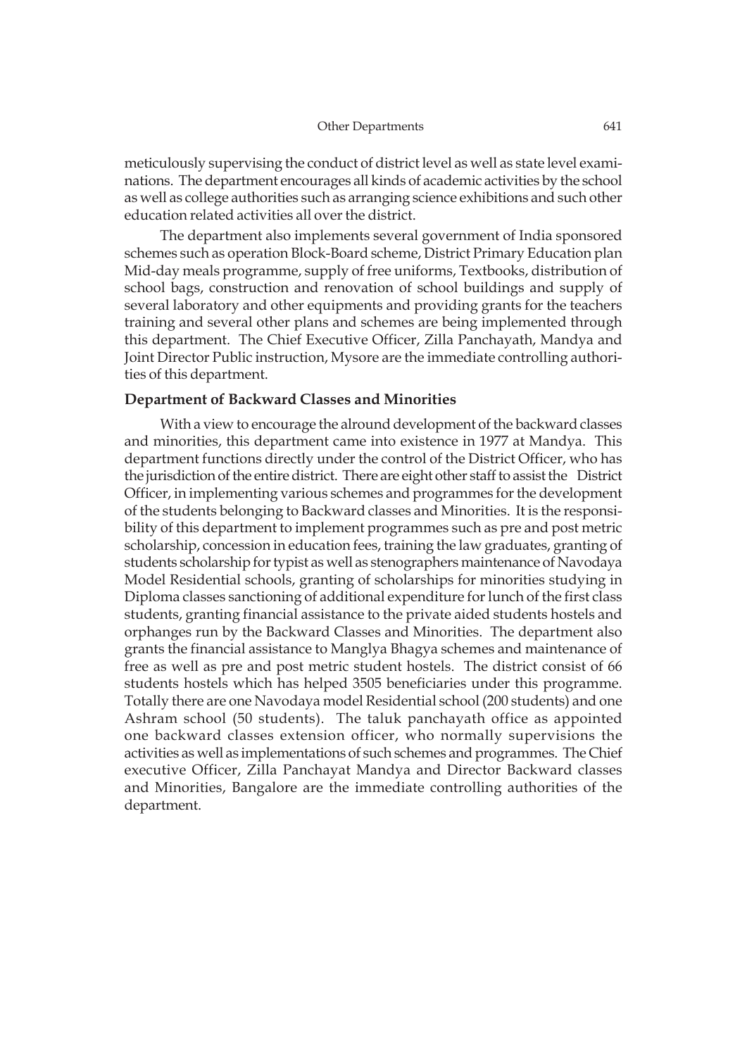meticulously supervising the conduct of district level as well as state level examinations. The department encourages all kinds of academic activities by the school as well as college authorities such as arranging science exhibitions and such other education related activities all over the district.

The department also implements several government of India sponsored schemes such as operation Block-Board scheme, District Primary Education plan Mid-day meals programme, supply of free uniforms, Textbooks, distribution of school bags, construction and renovation of school buildings and supply of several laboratory and other equipments and providing grants for the teachers training and several other plans and schemes are being implemented through this department. The Chief Executive Officer, Zilla Panchayath, Mandya and Joint Director Public instruction, Mysore are the immediate controlling authorities of this department.

**Department of Backward Classes and Minorities**

With a view to encourage the alround development of the backward classes and minorities, this department came into existence in 1977 at Mandya. This department functions directly under the control of the District Officer, who has the jurisdiction of the entire district. There are eight other staff to assist the District Officer, in implementing various schemes and programmes for the development of the students belonging to Backward classes and Minorities. It is the responsibility of this department to implement programmes such as pre and post metric scholarship, concession in education fees, training the law graduates, granting of students scholarship for typist as well as stenographers maintenance of Navodaya Model Residential schools, granting of scholarships for minorities studying in Diploma classes sanctioning of additional expenditure for lunch of the first class students, granting financial assistance to the private aided students hostels and orphanges run by the Backward Classes and Minorities. The department also grants the financial assistance to Manglya Bhagya schemes and maintenance of free as well as pre and post metric student hostels. The district consist of 66 students hostels which has helped 3505 beneficiaries under this programme. Totally there are one Navodaya model Residential school (200 students) and one Ashram school (50 students). The taluk panchayath office as appointed one backward classes extension officer, who normally supervisions the activities as well as implementations of such schemes and programmes. The Chief executive Officer, Zilla Panchayat Mandya and Director Backward classes and Minorities, Bangalore are the immediate controlling authorities of the department.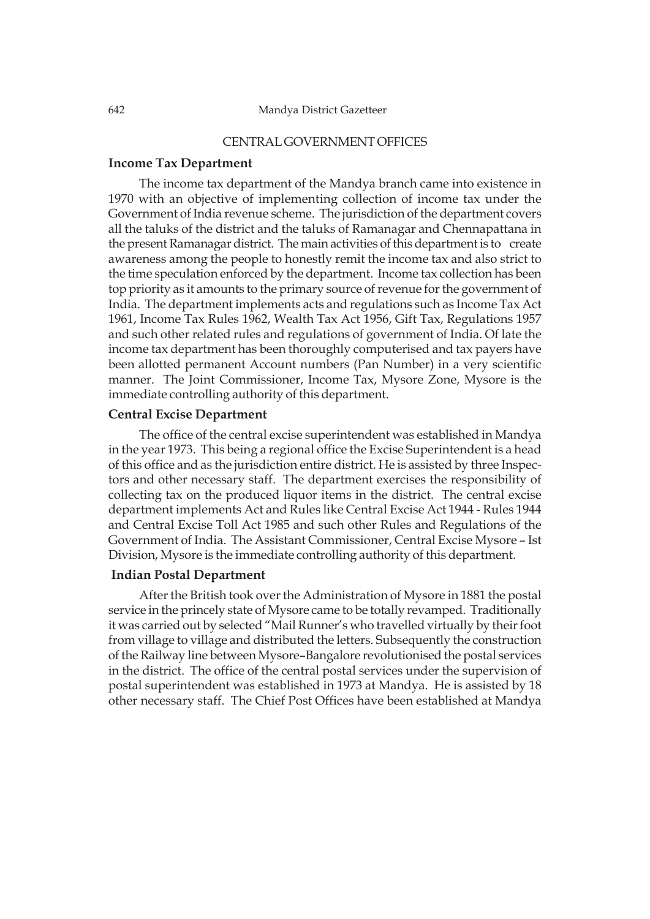## CENTRAL GOVERNMENT OFFICES

### Income Tax Department

The income tax department of the Mandya branch came into existence in 1970 with an objective of implementing collection of income tax under the Government of India revenue scheme. The jurisdiction of the department covers all the taluks of the district and the taluks of Ramanagar and Chennapattana in the present Ramanagar district. The main activities of this department is to create awareness among the people to honestly remit the income tax and also strict to the time speculation enforced by the department. Income tax collection has been top priority as it amounts to the primary source of revenue for the government of India. The department implements acts and regulations such as Income Tax Act 1961, Income Tax Rules 1962, Wealth Tax Act 1956, Gift Tax, Regulations 1957 and such other related rules and regulations of government of India. Of late the income tax department has been thoroughly computerised and tax payers have been allotted permanent Account numbers (Pan Number) in a very scientific manner. The Joint Commissioner, Income Tax, Mysore Zone, Mysore is the immediate controlling authority of this department.

### Central Excise Department

The office of the central excise superintendent was established in Mandya in the year 1973. This being a regional office the Excise Superintendent is a head of this office and as the jurisdiction entire district. He is assisted by three Inspectors and other necessary staff. The department exercises the responsibility of collecting tax on the produced liquor items in the district. The central excise department implements Act and Rules like Central Excise Act 1944 - Rules 1944 and Central Excise Toll Act 1985 and such other Rules and Regulations of the Government of India. The Assistant Commissioner, Central Excise Mysore – Ist Division, Mysore is the immediate controlling authority of this department.

### Indian Postal Department

After the British took over the Administration of Mysore in 1881 the postal service in the princely state of Mysore came to be totally revamped. Traditionally it was carried out by selected "Mail Runner's who travelled virtually by their foot from village to village and distributed the letters. Subsequently the construction of the Railway line between Mysore–Bangalore revolutionised the postal services in the district. The office of the central postal services under the supervision of postal superintendent was established in 1973 at Mandya. He is assisted by 18 other necessary staff. The Chief Post Offices have been established at Mandya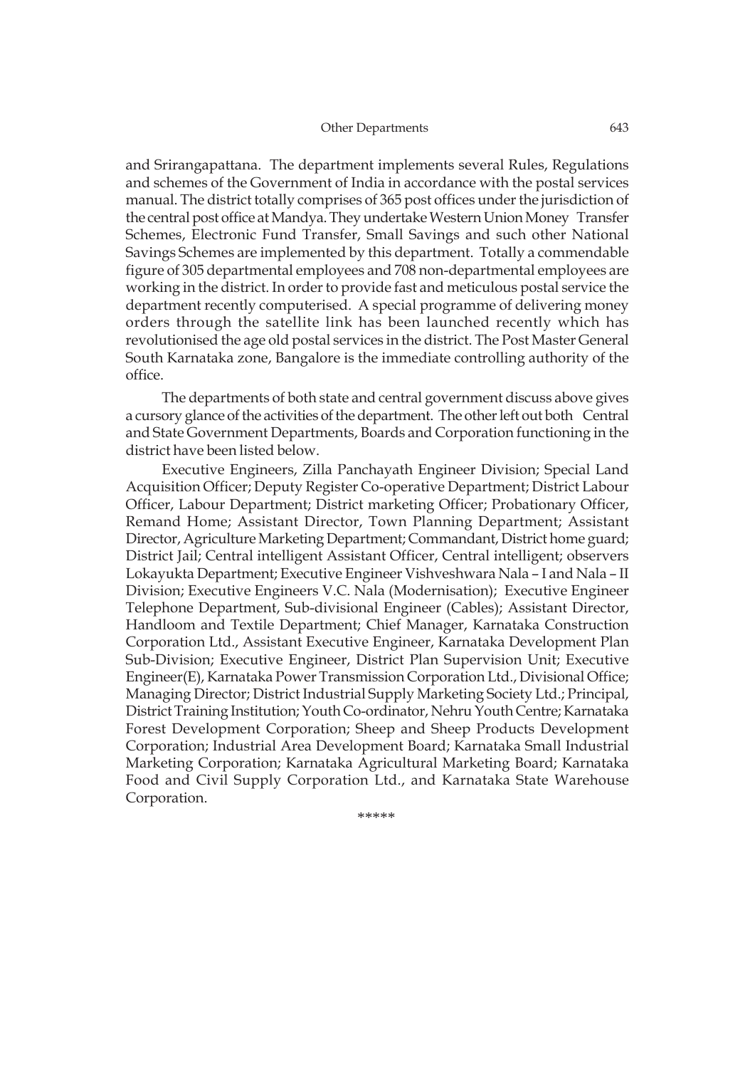and Srirangapattana. The department implements several Rules, Regulations and schemes of the Government of India in accordance with the postal services manual. The district totally comprises of 365 post offices under the jurisdiction of the central post office at Mandya. They undertake Western Union Money Transfer Schemes, Electronic Fund Transfer, Small Savings and such other National Savings Schemes are implemented by this department. Totally a commendable figure of 305 departmental employees and 708 non-departmental employees are working in the district. In order to provide fast and meticulous postal service the department recently computerised. A special programme of delivering money orders through the satellite link has been launched recently which has revolutionised the age old postal services in the district. The Post Master General South Karnataka zone, Bangalore is the immediate controlling authority of the office.

The departments of both state and central government discuss above gives a cursory glance of the activities of the department. The other left out both Central and State Government Departments, Boards and Corporation functioning in the district have been listed below.

Executive Engineers, Zilla Panchayath Engineer Division; Special Land Acquisition Officer; Deputy Register Co-operative Department; District Labour Officer, Labour Department; District marketing Officer; Probationary Officer, Remand Home; Assistant Director, Town Planning Department; Assistant Director, Agriculture Marketing Department; Commandant, District home guard; District Jail; Central intelligent Assistant Officer, Central intelligent; observers Lokayukta Department; Executive Engineer Vishveshwara Nala – I and Nala – II Division; Executive Engineers V.C. Nala (Modernisation); Executive Engineer Telephone Department, Sub-divisional Engineer (Cables); Assistant Director, Handloom and Textile Department; Chief Manager, Karnataka Construction Corporation Ltd., Assistant Executive Engineer, Karnataka Development Plan Sub-Division; Executive Engineer, District Plan Supervision Unit; Executive Engineer(E), Karnataka Power Transmission Corporation Ltd., Divisional Office; Managing Director; District Industrial Supply Marketing Society Ltd.; Principal, District Training Institution; Youth Co-ordinator, Nehru Youth Centre; Karnataka Forest Development Corporation; Sheep and Sheep Products Development Corporation; Industrial Area Development Board; Karnataka Small Industrial Marketing Corporation; Karnataka Agricultural Marketing Board; Karnataka Food and Civil Supply Corporation Ltd., and Karnataka State Warehouse Corporation.

*****